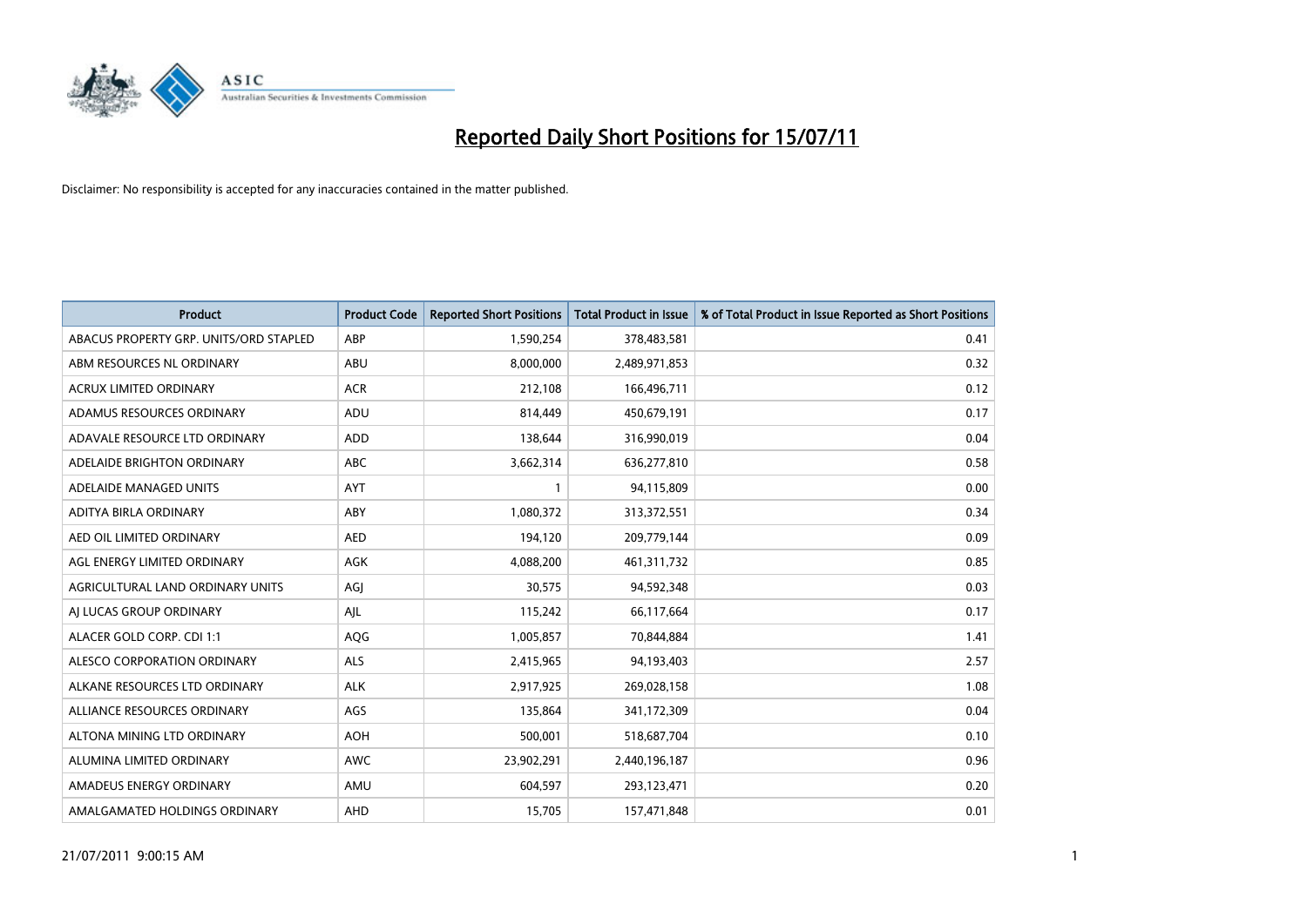# Reported Daily Short Positions for 15/07/11

Disclaimer: No responsibility is accepted for any inaccuracies contained in the matter published.

| Product | Product Code | Reported Short Positions | Total Product in Issue | % of Total Product in Issue Reported as Short Positions |
|---|---|---|---|---|
| ABACUS PROPERTY GRP. UNITS/ORD STAPLED | ABP | 1,590,254 | 378,483,581 | 0.41 |
| ABM RESOURCES NL ORDINARY | ABU | 8,000,000 | 2,489,971,853 | 0.32 |
| ACRUX LIMITED ORDINARY | ACR | 212,108 | 166,496,711 | 0.12 |
| ADAMUS RESOURCES ORDINARY | ADU | 814,449 | 450,679,191 | 0.17 |
| ADAVALE RESOURCE LTD ORDINARY | ADD | 138,644 | 316,990,019 | 0.04 |
| ADELAIDE BRIGHTON ORDINARY | ABC | 3,662,314 | 636,277,810 | 0.58 |
| ADELAIDE MANAGED UNITS | AYT | 1 | 94,115,809 | 0.00 |
| ADITYA BIRLA ORDINARY | ABY | 1,080,372 | 313,372,551 | 0.34 |
| AED OIL LIMITED ORDINARY | AED | 194,120 | 209,779,144 | 0.09 |
| AGL ENERGY LIMITED ORDINARY | AGK | 4,088,200 | 461,311,732 | 0.85 |
| AGRICULTURAL LAND ORDINARY UNITS | AGJ | 30,575 | 94,592,348 | 0.03 |
| AJ LUCAS GROUP ORDINARY | AJL | 115,242 | 66,117,664 | 0.17 |
| ALACER GOLD CORP. CDI 1:1 | AQG | 1,005,857 | 70,844,884 | 1.41 |
| ALESCO CORPORATION ORDINARY | ALS | 2,415,965 | 94,193,403 | 2.57 |
| ALKANE RESOURCES LTD ORDINARY | ALK | 2,917,925 | 269,028,158 | 1.08 |
| ALLIANCE RESOURCES ORDINARY | AGS | 135,864 | 341,172,309 | 0.04 |
| ALTONA MINING LTD ORDINARY | AOH | 500,001 | 518,687,704 | 0.10 |
| ALUMINA LIMITED ORDINARY | AWC | 23,902,291 | 2,440,196,187 | 0.96 |
| AMADEUS ENERGY ORDINARY | AMU | 604,597 | 293,123,471 | 0.20 |
| AMALGAMATED HOLDINGS ORDINARY | AHD | 15,705 | 157,471,848 | 0.01 |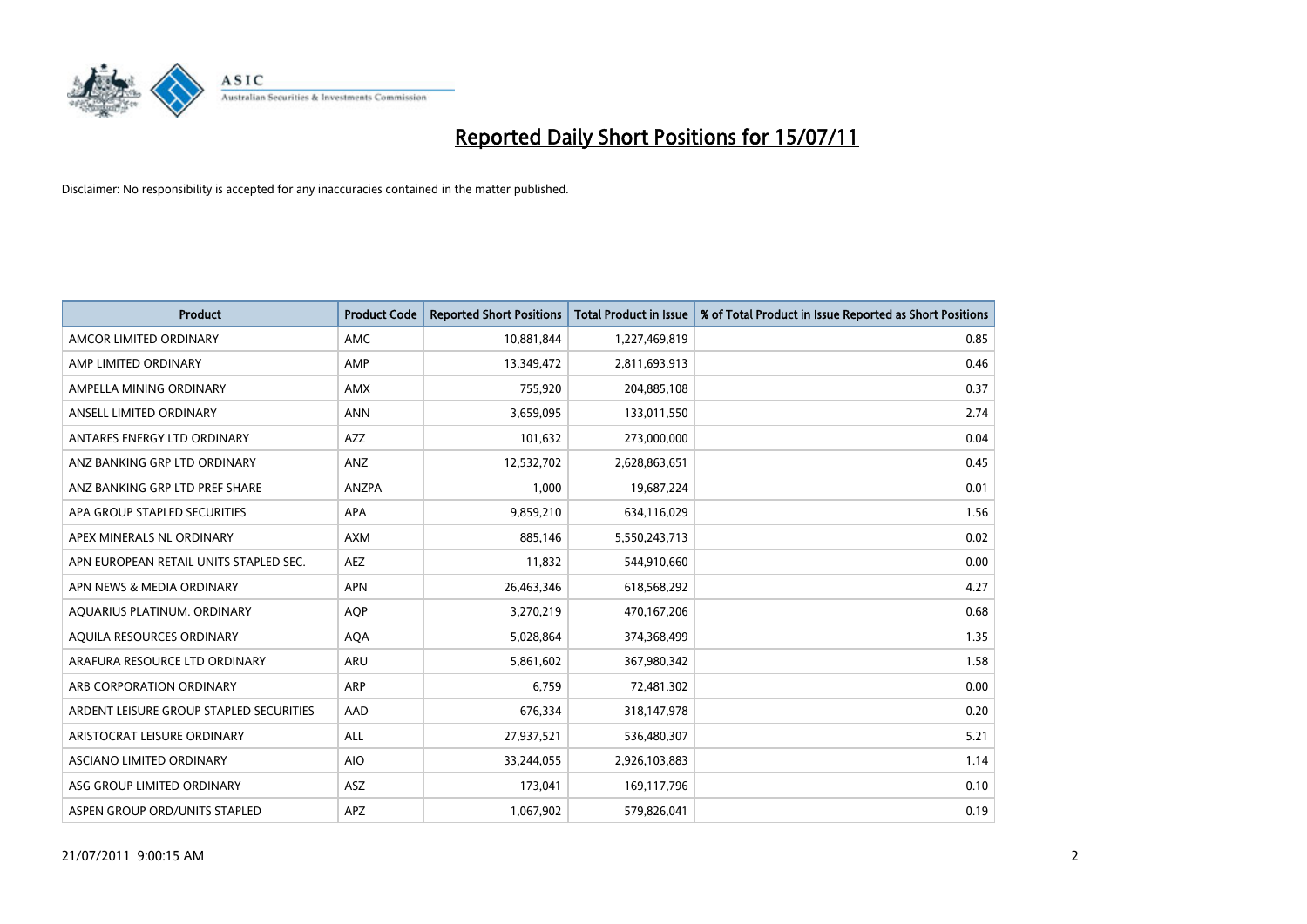# Reported Daily Short Positions for 15/07/11

Disclaimer: No responsibility is accepted for any inaccuracies contained in the matter published.

| Product | Product Code | Reported Short Positions | Total Product in Issue | % of Total Product in Issue Reported as Short Positions |
|---|---|---|---|---|
| AMCOR LIMITED ORDINARY | AMC | 10,881,844 | 1,227,469,819 | 0.85 |
| AMP LIMITED ORDINARY | AMP | 13,349,472 | 2,811,693,913 | 0.46 |
| AMPELLA MINING ORDINARY | AMX | 755,920 | 204,885,108 | 0.37 |
| ANSELL LIMITED ORDINARY | ANN | 3,659,095 | 133,011,550 | 2.74 |
| ANTARES ENERGY LTD ORDINARY | AZZ | 101,632 | 273,000,000 | 0.04 |
| ANZ BANKING GRP LTD ORDINARY | ANZ | 12,532,702 | 2,628,863,651 | 0.45 |
| ANZ BANKING GRP LTD PREF SHARE | ANZPA | 1,000 | 19,687,224 | 0.01 |
| APA GROUP STAPLED SECURITIES | APA | 9,859,210 | 634,116,029 | 1.56 |
| APEX MINERALS NL ORDINARY | AXM | 885,146 | 5,550,243,713 | 0.02 |
| APN EUROPEAN RETAIL UNITS STAPLED SEC. | AEZ | 11,832 | 544,910,660 | 0.00 |
| APN NEWS & MEDIA ORDINARY | APN | 26,463,346 | 618,568,292 | 4.27 |
| AQUARIUS PLATINUM. ORDINARY | AQP | 3,270,219 | 470,167,206 | 0.68 |
| AQUILA RESOURCES ORDINARY | AQA | 5,028,864 | 374,368,499 | 1.35 |
| ARAFURA RESOURCE LTD ORDINARY | ARU | 5,861,602 | 367,980,342 | 1.58 |
| ARB CORPORATION ORDINARY | ARP | 6,759 | 72,481,302 | 0.00 |
| ARDENT LEISURE GROUP STAPLED SECURITIES | AAD | 676,334 | 318,147,978 | 0.20 |
| ARISTOCRAT LEISURE ORDINARY | ALL | 27,937,521 | 536,480,307 | 5.21 |
| ASCIANO LIMITED ORDINARY | AIO | 33,244,055 | 2,926,103,883 | 1.14 |
| ASG GROUP LIMITED ORDINARY | ASZ | 173,041 | 169,117,796 | 0.10 |
| ASPEN GROUP ORD/UNITS STAPLED | APZ | 1,067,902 | 579,826,041 | 0.19 |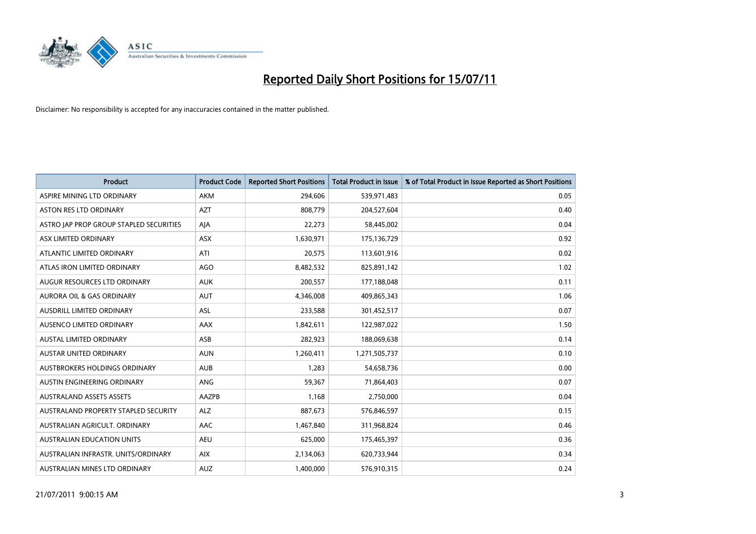# Reported Daily Short Positions for 15/07/11

Disclaimer: No responsibility is accepted for any inaccuracies contained in the matter published.

| Product | Product Code | Reported Short Positions | Total Product in Issue | % of Total Product in Issue Reported as Short Positions |
|---|---|---|---|---|
| ASPIRE MINING LTD ORDINARY | AKM | 294,606 | 539,971,483 | 0.05 |
| ASTON RES LTD ORDINARY | AZT | 808,779 | 204,527,604 | 0.40 |
| ASTRO JAP PROP GROUP STAPLED SECURITIES | AJA | 22,273 | 58,445,002 | 0.04 |
| ASX LIMITED ORDINARY | ASX | 1,630,971 | 175,136,729 | 0.92 |
| ATLANTIC LIMITED ORDINARY | ATI | 20,575 | 113,601,916 | 0.02 |
| ATLAS IRON LIMITED ORDINARY | AGO | 8,482,532 | 825,891,142 | 1.02 |
| AUGUR RESOURCES LTD ORDINARY | AUK | 200,557 | 177,188,048 | 0.11 |
| AURORA OIL & GAS ORDINARY | AUT | 4,346,008 | 409,865,343 | 1.06 |
| AUSDRILL LIMITED ORDINARY | ASL | 233,588 | 301,452,517 | 0.07 |
| AUSENCO LIMITED ORDINARY | AAX | 1,842,611 | 122,987,022 | 1.50 |
| AUSTAL LIMITED ORDINARY | ASB | 282,923 | 188,069,638 | 0.14 |
| AUSTAR UNITED ORDINARY | AUN | 1,260,411 | 1,271,505,737 | 0.10 |
| AUSTBROKERS HOLDINGS ORDINARY | AUB | 1,283 | 54,658,736 | 0.00 |
| AUSTIN ENGINEERING ORDINARY | ANG | 59,367 | 71,864,403 | 0.07 |
| AUSTRALAND ASSETS ASSETS | AAZPB | 1,168 | 2,750,000 | 0.04 |
| AUSTRALAND PROPERTY STAPLED SECURITY | ALZ | 887,673 | 576,846,597 | 0.15 |
| AUSTRALIAN AGRICULT. ORDINARY | AAC | 1,467,840 | 311,968,824 | 0.46 |
| AUSTRALIAN EDUCATION UNITS | AEU | 625,000 | 175,465,397 | 0.36 |
| AUSTRALIAN INFRASTR. UNITS/ORDINARY | AIX | 2,134,063 | 620,733,944 | 0.34 |
| AUSTRALIAN MINES LTD ORDINARY | AUZ | 1,400,000 | 576,910,315 | 0.24 |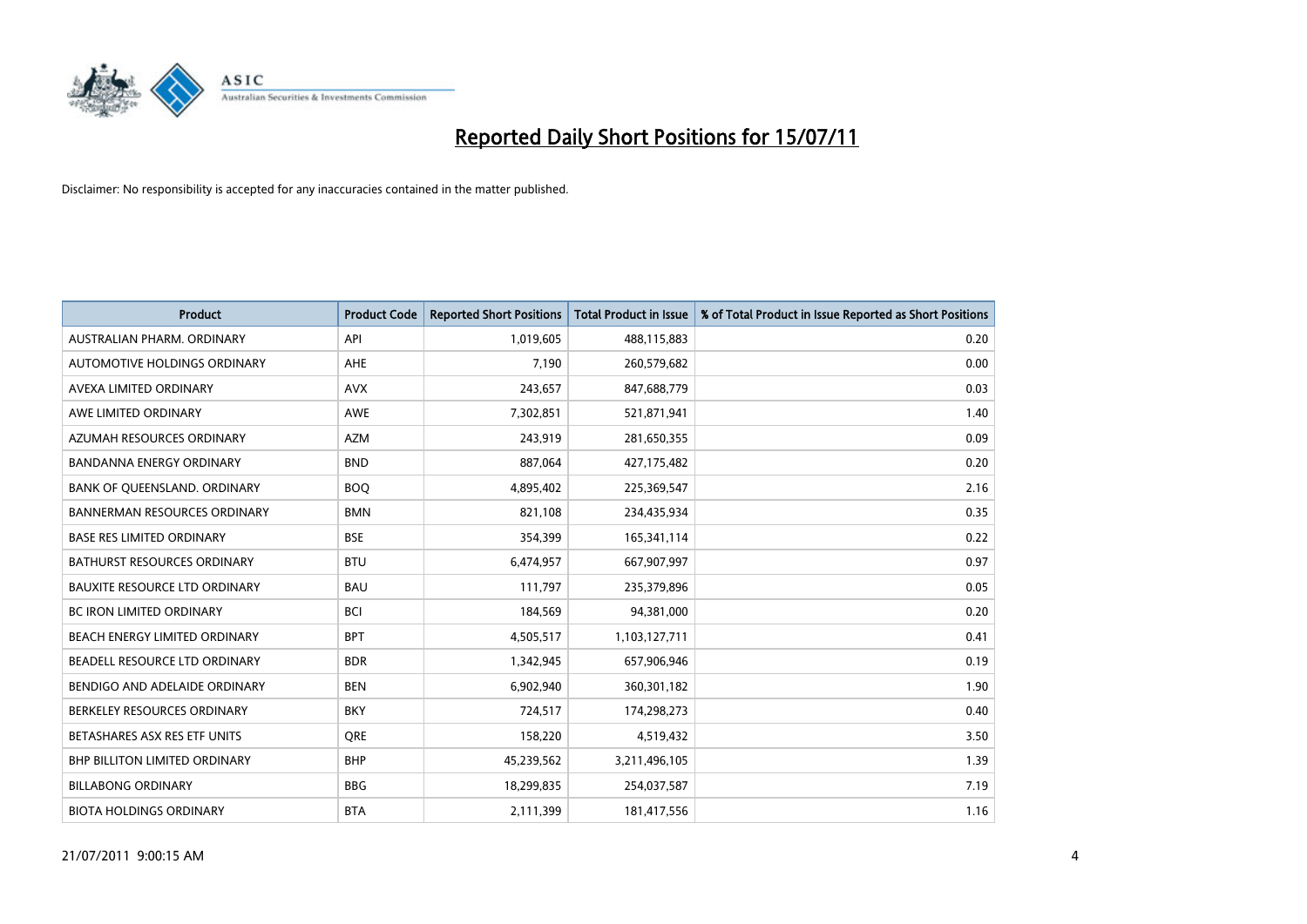# Reported Daily Short Positions for 15/07/11

Disclaimer: No responsibility is accepted for any inaccuracies contained in the matter published.

| Product | Product Code | Reported Short Positions | Total Product in Issue | % of Total Product in Issue Reported as Short Positions |
|---|---|---|---|---|
| AUSTRALIAN PHARM. ORDINARY | API | 1,019,605 | 488,115,883 | 0.20 |
| AUTOMOTIVE HOLDINGS ORDINARY | AHE | 7,190 | 260,579,682 | 0.00 |
| AVEXA LIMITED ORDINARY | AVX | 243,657 | 847,688,779 | 0.03 |
| AWE LIMITED ORDINARY | AWE | 7,302,851 | 521,871,941 | 1.40 |
| AZUMAH RESOURCES ORDINARY | AZM | 243,919 | 281,650,355 | 0.09 |
| BANDANNA ENERGY ORDINARY | BND | 887,064 | 427,175,482 | 0.20 |
| BANK OF QUEENSLAND. ORDINARY | BOQ | 4,895,402 | 225,369,547 | 2.16 |
| BANNERMAN RESOURCES ORDINARY | BMN | 821,108 | 234,435,934 | 0.35 |
| BASE RES LIMITED ORDINARY | BSE | 354,399 | 165,341,114 | 0.22 |
| BATHURST RESOURCES ORDINARY | BTU | 6,474,957 | 667,907,997 | 0.97 |
| BAUXITE RESOURCE LTD ORDINARY | BAU | 111,797 | 235,379,896 | 0.05 |
| BC IRON LIMITED ORDINARY | BCI | 184,569 | 94,381,000 | 0.20 |
| BEACH ENERGY LIMITED ORDINARY | BPT | 4,505,517 | 1,103,127,711 | 0.41 |
| BEADELL RESOURCE LTD ORDINARY | BDR | 1,342,945 | 657,906,946 | 0.19 |
| BENDIGO AND ADELAIDE ORDINARY | BEN | 6,902,940 | 360,301,182 | 1.90 |
| BERKELEY RESOURCES ORDINARY | BKY | 724,517 | 174,298,273 | 0.40 |
| BETASHARES ASX RES ETF UNITS | QRE | 158,220 | 4,519,432 | 3.50 |
| BHP BILLITON LIMITED ORDINARY | BHP | 45,239,562 | 3,211,496,105 | 1.39 |
| BILLABONG ORDINARY | BBG | 18,299,835 | 254,037,587 | 7.19 |
| BIOTA HOLDINGS ORDINARY | BTA | 2,111,399 | 181,417,556 | 1.16 |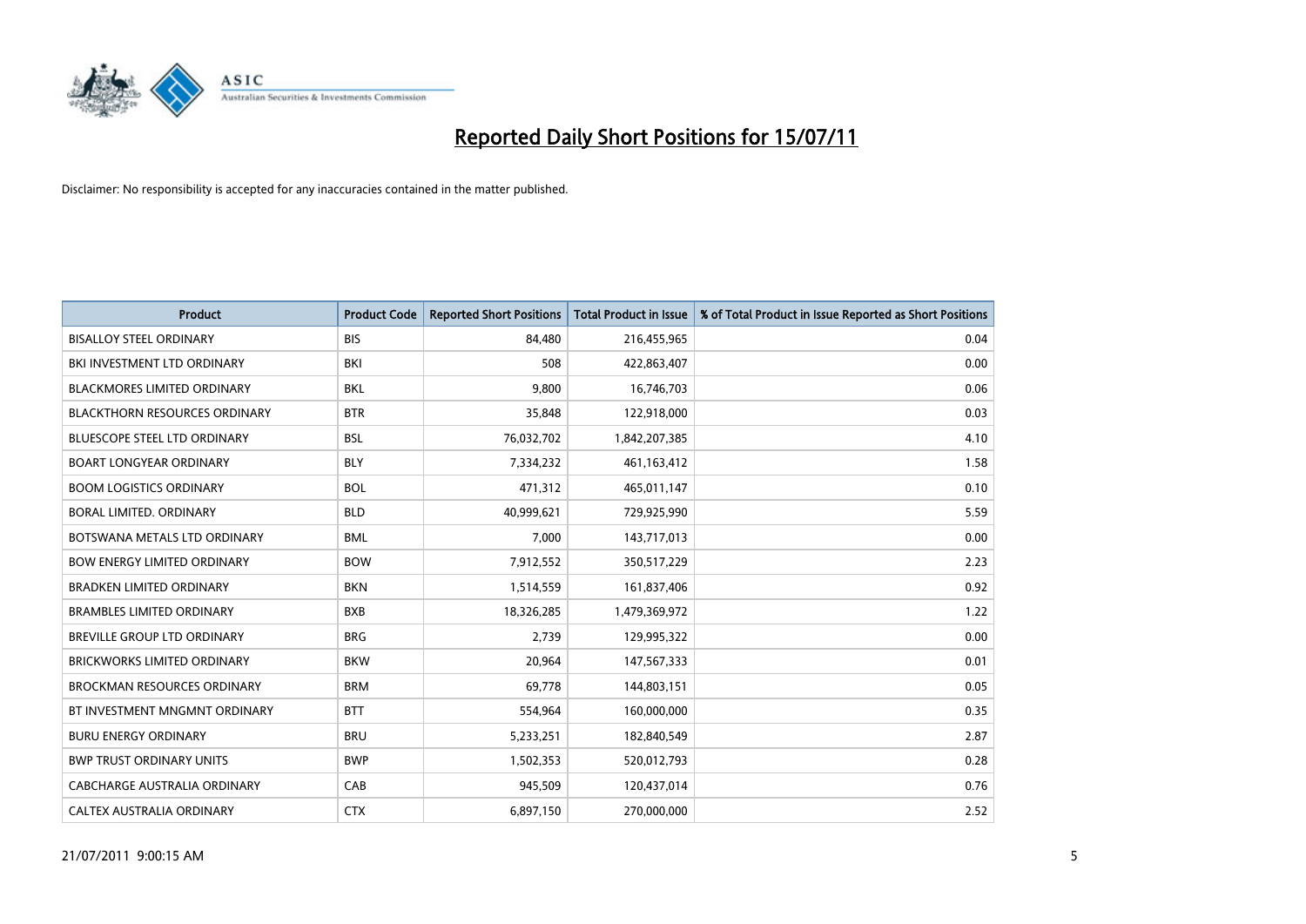# Reported Daily Short Positions for 15/07/11

Disclaimer: No responsibility is accepted for any inaccuracies contained in the matter published.

| Product | Product Code | Reported Short Positions | Total Product in Issue | % of Total Product in Issue Reported as Short Positions |
|---|---|---|---|---|
| BISALLOY STEEL ORDINARY | BIS | 84,480 | 216,455,965 | 0.04 |
| BKI INVESTMENT LTD ORDINARY | BKI | 508 | 422,863,407 | 0.00 |
| BLACKMORES LIMITED ORDINARY | BKL | 9,800 | 16,746,703 | 0.06 |
| BLACKTHORN RESOURCES ORDINARY | BTR | 35,848 | 122,918,000 | 0.03 |
| BLUESCOPE STEEL LTD ORDINARY | BSL | 76,032,702 | 1,842,207,385 | 4.10 |
| BOART LONGYEAR ORDINARY | BLY | 7,334,232 | 461,163,412 | 1.58 |
| BOOM LOGISTICS ORDINARY | BOL | 471,312 | 465,011,147 | 0.10 |
| BORAL LIMITED. ORDINARY | BLD | 40,999,621 | 729,925,990 | 5.59 |
| BOTSWANA METALS LTD ORDINARY | BML | 7,000 | 143,717,013 | 0.00 |
| BOW ENERGY LIMITED ORDINARY | BOW | 7,912,552 | 350,517,229 | 2.23 |
| BRADKEN LIMITED ORDINARY | BKN | 1,514,559 | 161,837,406 | 0.92 |
| BRAMBLES LIMITED ORDINARY | BXB | 18,326,285 | 1,479,369,972 | 1.22 |
| BREVILLE GROUP LTD ORDINARY | BRG | 2,739 | 129,995,322 | 0.00 |
| BRICKWORKS LIMITED ORDINARY | BKW | 20,964 | 147,567,333 | 0.01 |
| BROCKMAN RESOURCES ORDINARY | BRM | 69,778 | 144,803,151 | 0.05 |
| BT INVESTMENT MNGMNT ORDINARY | BTT | 554,964 | 160,000,000 | 0.35 |
| BURU ENERGY ORDINARY | BRU | 5,233,251 | 182,840,549 | 2.87 |
| BWP TRUST ORDINARY UNITS | BWP | 1,502,353 | 520,012,793 | 0.28 |
| CABCHARGE AUSTRALIA ORDINARY | CAB | 945,509 | 120,437,014 | 0.76 |
| CALTEX AUSTRALIA ORDINARY | CTX | 6,897,150 | 270,000,000 | 2.52 |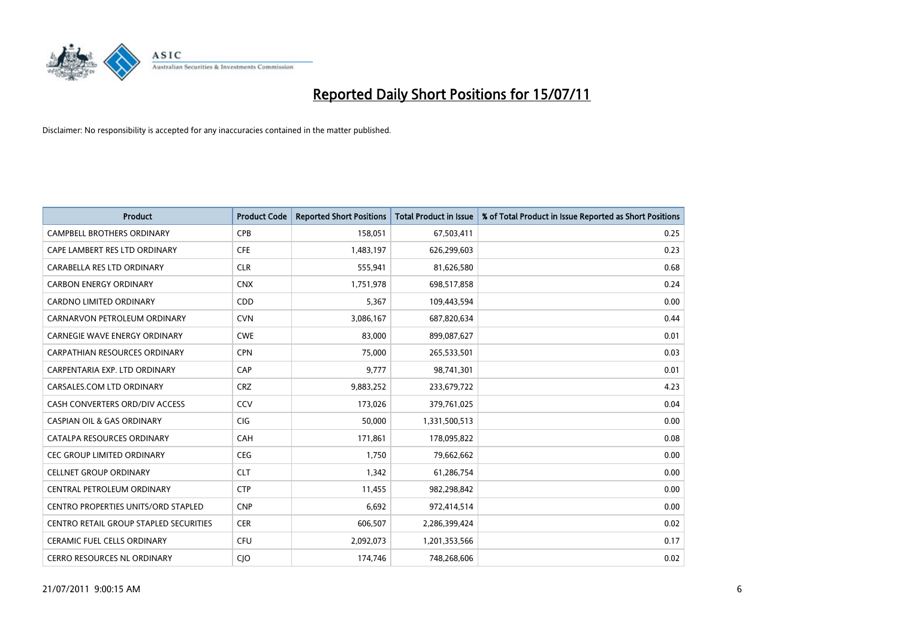# Reported Daily Short Positions for 15/07/11

Disclaimer: No responsibility is accepted for any inaccuracies contained in the matter published.

| Product | Product Code | Reported Short Positions | Total Product in Issue | % of Total Product in Issue Reported as Short Positions |
|---|---|---|---|---|
| CAMPBELL BROTHERS ORDINARY | CPB | 158,051 | 67,503,411 | 0.25 |
| CAPE LAMBERT RES LTD ORDINARY | CFE | 1,483,197 | 626,299,603 | 0.23 |
| CARABELLA RES LTD ORDINARY | CLR | 555,941 | 81,626,580 | 0.68 |
| CARBON ENERGY ORDINARY | CNX | 1,751,978 | 698,517,858 | 0.24 |
| CARDNO LIMITED ORDINARY | CDD | 5,367 | 109,443,594 | 0.00 |
| CARNARVON PETROLEUM ORDINARY | CVN | 3,086,167 | 687,820,634 | 0.44 |
| CARNEGIE WAVE ENERGY ORDINARY | CWE | 83,000 | 899,087,627 | 0.01 |
| CARPATHIAN RESOURCES ORDINARY | CPN | 75,000 | 265,533,501 | 0.03 |
| CARPENTARIA EXP. LTD ORDINARY | CAP | 9,777 | 98,741,301 | 0.01 |
| CARSALES.COM LTD ORDINARY | CRZ | 9,883,252 | 233,679,722 | 4.23 |
| CASH CONVERTERS ORD/DIV ACCESS | CCV | 173,026 | 379,761,025 | 0.04 |
| CASPIAN OIL & GAS ORDINARY | CIG | 50,000 | 1,331,500,513 | 0.00 |
| CATALPA RESOURCES ORDINARY | CAH | 171,861 | 178,095,822 | 0.08 |
| CEC GROUP LIMITED ORDINARY | CEG | 1,750 | 79,662,662 | 0.00 |
| CELLNET GROUP ORDINARY | CLT | 1,342 | 61,286,754 | 0.00 |
| CENTRAL PETROLEUM ORDINARY | CTP | 11,455 | 982,298,842 | 0.00 |
| CENTRO PROPERTIES UNITS/ORD STAPLED | CNP | 6,692 | 972,414,514 | 0.00 |
| CENTRO RETAIL GROUP STAPLED SECURITIES | CER | 606,507 | 2,286,399,424 | 0.02 |
| CERAMIC FUEL CELLS ORDINARY | CFU | 2,092,073 | 1,201,353,566 | 0.17 |
| CERRO RESOURCES NL ORDINARY | CJO | 174,746 | 748,268,606 | 0.02 |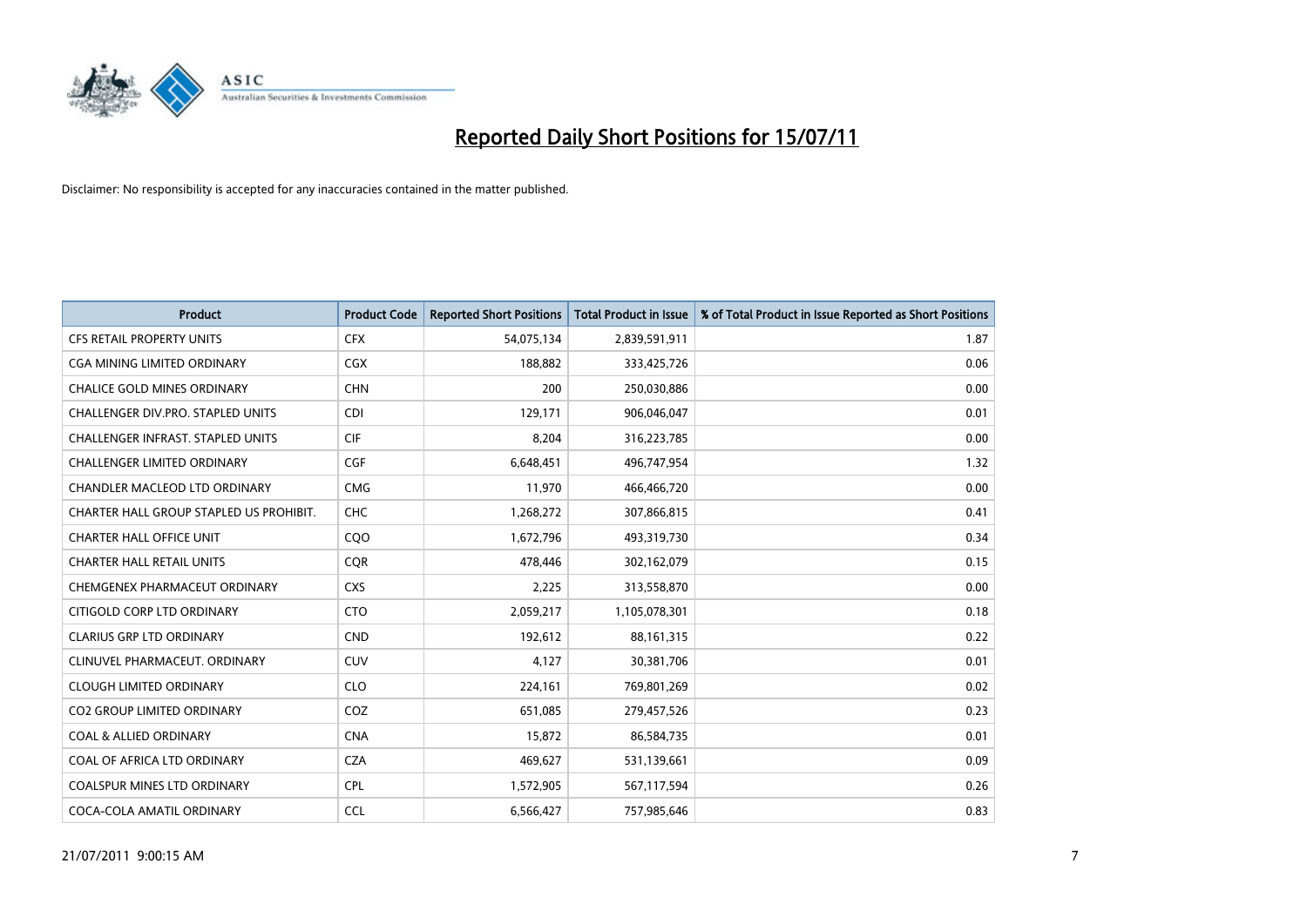# Reported Daily Short Positions for 15/07/11

Disclaimer: No responsibility is accepted for any inaccuracies contained in the matter published.

| Product | Product Code | Reported Short Positions | Total Product in Issue | % of Total Product in Issue Reported as Short Positions |
|---|---|---|---|---|
| CFS RETAIL PROPERTY UNITS | CFX | 54,075,134 | 2,839,591,911 | 1.87 |
| CGA MINING LIMITED ORDINARY | CGX | 188,882 | 333,425,726 | 0.06 |
| CHALICE GOLD MINES ORDINARY | CHN | 200 | 250,030,886 | 0.00 |
| CHALLENGER DIV.PRO. STAPLED UNITS | CDI | 129,171 | 906,046,047 | 0.01 |
| CHALLENGER INFRAST. STAPLED UNITS | CIF | 8,204 | 316,223,785 | 0.00 |
| CHALLENGER LIMITED ORDINARY | CGF | 6,648,451 | 496,747,954 | 1.32 |
| CHANDLER MACLEOD LTD ORDINARY | CMG | 11,970 | 466,466,720 | 0.00 |
| CHARTER HALL GROUP STAPLED US PROHIBIT. | CHC | 1,268,272 | 307,866,815 | 0.41 |
| CHARTER HALL OFFICE UNIT | CQO | 1,672,796 | 493,319,730 | 0.34 |
| CHARTER HALL RETAIL UNITS | CQR | 478,446 | 302,162,079 | 0.15 |
| CHEMGENEX PHARMACEUT ORDINARY | CXS | 2,225 | 313,558,870 | 0.00 |
| CITIGOLD CORP LTD ORDINARY | CTO | 2,059,217 | 1,105,078,301 | 0.18 |
| CLARIUS GRP LTD ORDINARY | CND | 192,612 | 88,161,315 | 0.22 |
| CLINUVEL PHARMACEUT. ORDINARY | CUV | 4,127 | 30,381,706 | 0.01 |
| CLOUGH LIMITED ORDINARY | CLO | 224,161 | 769,801,269 | 0.02 |
| CO2 GROUP LIMITED ORDINARY | COZ | 651,085 | 279,457,526 | 0.23 |
| COAL & ALLIED ORDINARY | CNA | 15,872 | 86,584,735 | 0.01 |
| COAL OF AFRICA LTD ORDINARY | CZA | 469,627 | 531,139,661 | 0.09 |
| COALSPUR MINES LTD ORDINARY | CPL | 1,572,905 | 567,117,594 | 0.26 |
| COCA-COLA AMATIL ORDINARY | CCL | 6,566,427 | 757,985,646 | 0.83 |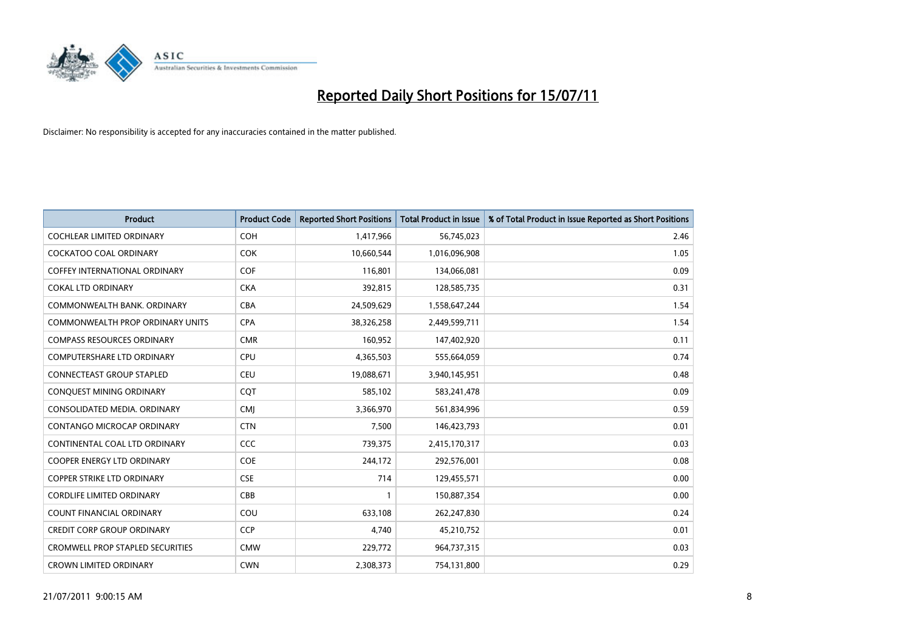# Reported Daily Short Positions for 15/07/11

Disclaimer: No responsibility is accepted for any inaccuracies contained in the matter published.

| Product | Product Code | Reported Short Positions | Total Product in Issue | % of Total Product in Issue Reported as Short Positions |
|---|---|---|---|---|
| COCHLEAR LIMITED ORDINARY | COH | 1,417,966 | 56,745,023 | 2.46 |
| COCKATOO COAL ORDINARY | COK | 10,660,544 | 1,016,096,908 | 1.05 |
| COFFEY INTERNATIONAL ORDINARY | COF | 116,801 | 134,066,081 | 0.09 |
| COKAL LTD ORDINARY | CKA | 392,815 | 128,585,735 | 0.31 |
| COMMONWEALTH BANK. ORDINARY | CBA | 24,509,629 | 1,558,647,244 | 1.54 |
| COMMONWEALTH PROP ORDINARY UNITS | CPA | 38,326,258 | 2,449,599,711 | 1.54 |
| COMPASS RESOURCES ORDINARY | CMR | 160,952 | 147,402,920 | 0.11 |
| COMPUTERSHARE LTD ORDINARY | CPU | 4,365,503 | 555,664,059 | 0.74 |
| CONNECTEAST GROUP STAPLED | CEU | 19,088,671 | 3,940,145,951 | 0.48 |
| CONQUEST MINING ORDINARY | CQT | 585,102 | 583,241,478 | 0.09 |
| CONSOLIDATED MEDIA. ORDINARY | CMJ | 3,366,970 | 561,834,996 | 0.59 |
| CONTANGO MICROCAP ORDINARY | CTN | 7,500 | 146,423,793 | 0.01 |
| CONTINENTAL COAL LTD ORDINARY | CCC | 739,375 | 2,415,170,317 | 0.03 |
| COOPER ENERGY LTD ORDINARY | COE | 244,172 | 292,576,001 | 0.08 |
| COPPER STRIKE LTD ORDINARY | CSE | 714 | 129,455,571 | 0.00 |
| CORDLIFE LIMITED ORDINARY | CBB | 1 | 150,887,354 | 0.00 |
| COUNT FINANCIAL ORDINARY | COU | 633,108 | 262,247,830 | 0.24 |
| CREDIT CORP GROUP ORDINARY | CCP | 4,740 | 45,210,752 | 0.01 |
| CROMWELL PROP STAPLED SECURITIES | CMW | 229,772 | 964,737,315 | 0.03 |
| CROWN LIMITED ORDINARY | CWN | 2,308,373 | 754,131,800 | 0.29 |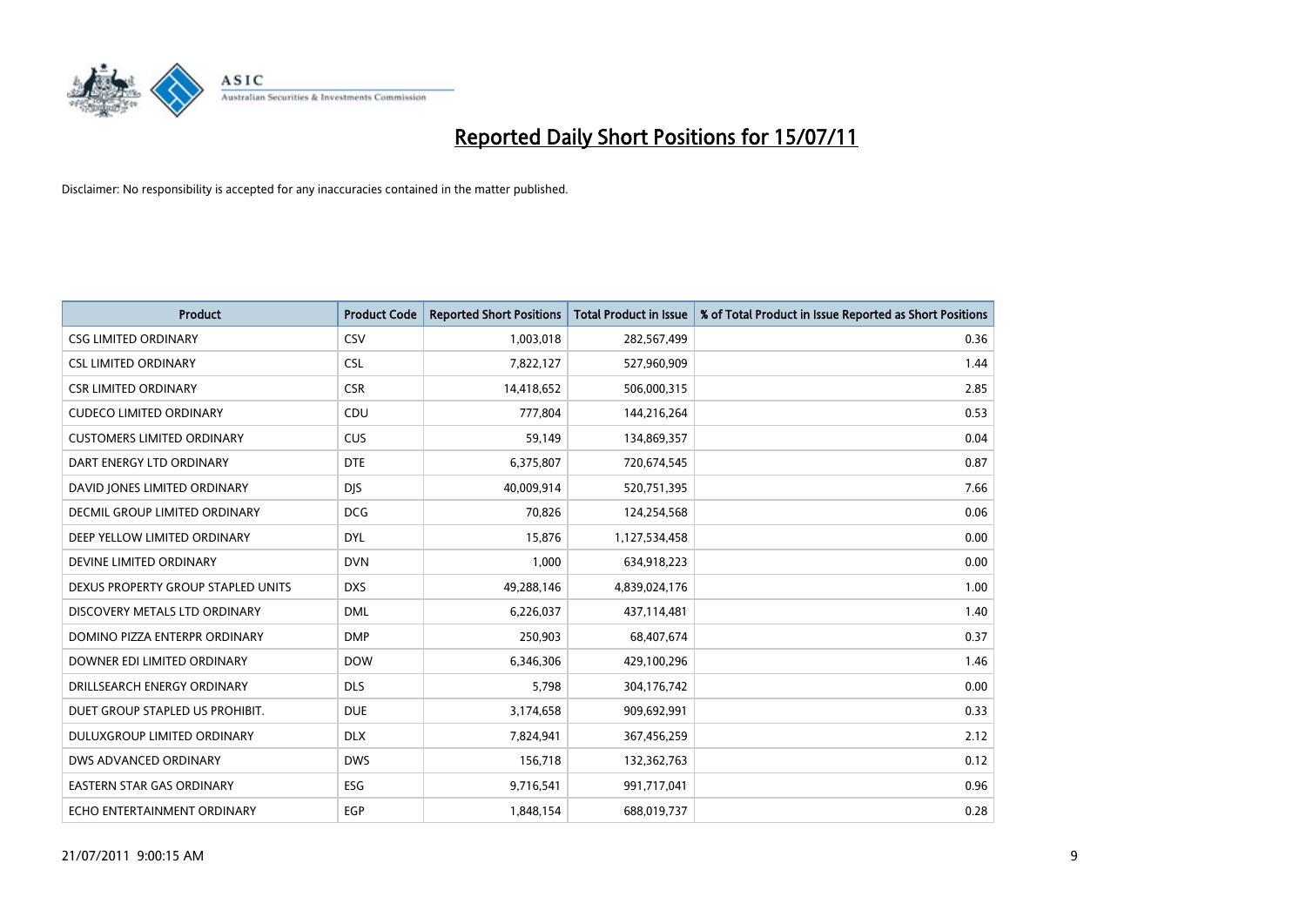# Reported Daily Short Positions for 15/07/11

Disclaimer: No responsibility is accepted for any inaccuracies contained in the matter published.

| Product | Product Code | Reported Short Positions | Total Product in Issue | % of Total Product in Issue Reported as Short Positions |
|---|---|---|---|---|
| CSG LIMITED ORDINARY | CSV | 1,003,018 | 282,567,499 | 0.36 |
| CSL LIMITED ORDINARY | CSL | 7,822,127 | 527,960,909 | 1.44 |
| CSR LIMITED ORDINARY | CSR | 14,418,652 | 506,000,315 | 2.85 |
| CUDECO LIMITED ORDINARY | CDU | 777,804 | 144,216,264 | 0.53 |
| CUSTOMERS LIMITED ORDINARY | CUS | 59,149 | 134,869,357 | 0.04 |
| DART ENERGY LTD ORDINARY | DTE | 6,375,807 | 720,674,545 | 0.87 |
| DAVID JONES LIMITED ORDINARY | DJS | 40,009,914 | 520,751,395 | 7.66 |
| DECMIL GROUP LIMITED ORDINARY | DCG | 70,826 | 124,254,568 | 0.06 |
| DEEP YELLOW LIMITED ORDINARY | DYL | 15,876 | 1,127,534,458 | 0.00 |
| DEVINE LIMITED ORDINARY | DVN | 1,000 | 634,918,223 | 0.00 |
| DEXUS PROPERTY GROUP STAPLED UNITS | DXS | 49,288,146 | 4,839,024,176 | 1.00 |
| DISCOVERY METALS LTD ORDINARY | DML | 6,226,037 | 437,114,481 | 1.40 |
| DOMINO PIZZA ENTERPR ORDINARY | DMP | 250,903 | 68,407,674 | 0.37 |
| DOWNER EDI LIMITED ORDINARY | DOW | 6,346,306 | 429,100,296 | 1.46 |
| DRILLSEARCH ENERGY ORDINARY | DLS | 5,798 | 304,176,742 | 0.00 |
| DUET GROUP STAPLED US PROHIBIT. | DUE | 3,174,658 | 909,692,991 | 0.33 |
| DULUXGROUP LIMITED ORDINARY | DLX | 7,824,941 | 367,456,259 | 2.12 |
| DWS ADVANCED ORDINARY | DWS | 156,718 | 132,362,763 | 0.12 |
| EASTERN STAR GAS ORDINARY | ESG | 9,716,541 | 991,717,041 | 0.96 |
| ECHO ENTERTAINMENT ORDINARY | EGP | 1,848,154 | 688,019,737 | 0.28 |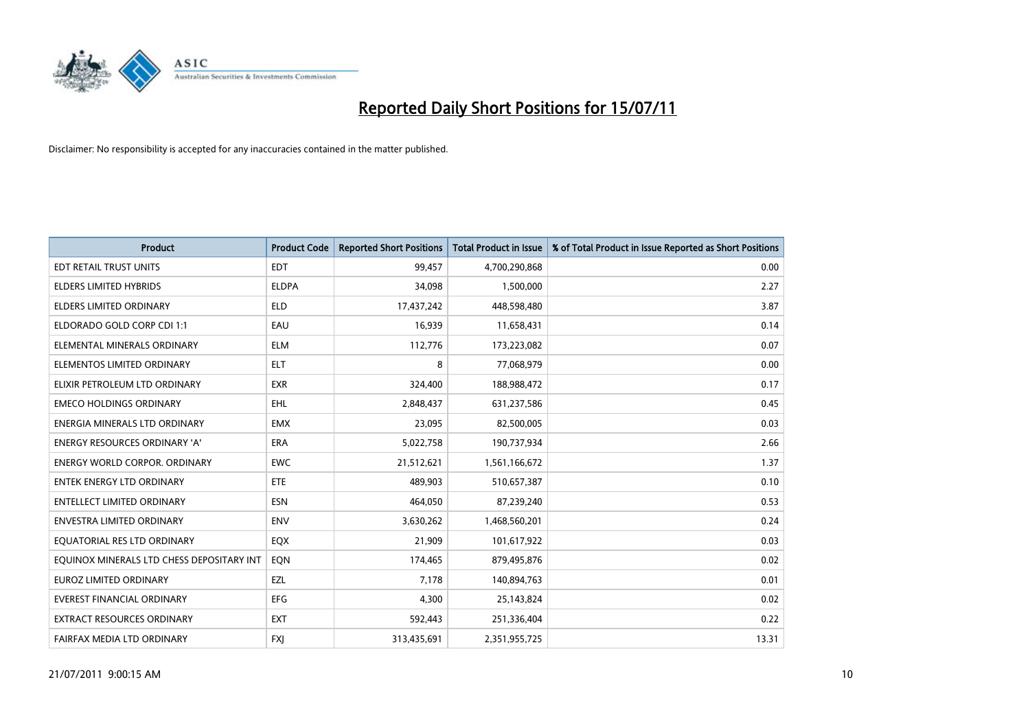# Reported Daily Short Positions for 15/07/11

Disclaimer: No responsibility is accepted for any inaccuracies contained in the matter published.

| Product | Product Code | Reported Short Positions | Total Product in Issue | % of Total Product in Issue Reported as Short Positions |
|---|---|---|---|---|
| EDT RETAIL TRUST UNITS | EDT | 99,457 | 4,700,290,868 | 0.00 |
| ELDERS LIMITED HYBRIDS | ELDPA | 34,098 | 1,500,000 | 2.27 |
| ELDERS LIMITED ORDINARY | ELD | 17,437,242 | 448,598,480 | 3.87 |
| ELDORADO GOLD CORP CDI 1:1 | EAU | 16,939 | 11,658,431 | 0.14 |
| ELEMENTAL MINERALS ORDINARY | ELM | 112,776 | 173,223,082 | 0.07 |
| ELEMENTOS LIMITED ORDINARY | ELT | 8 | 77,068,979 | 0.00 |
| ELIXIR PETROLEUM LTD ORDINARY | EXR | 324,400 | 188,988,472 | 0.17 |
| EMECO HOLDINGS ORDINARY | EHL | 2,848,437 | 631,237,586 | 0.45 |
| ENERGIA MINERALS LTD ORDINARY | EMX | 23,095 | 82,500,005 | 0.03 |
| ENERGY RESOURCES ORDINARY 'A' | ERA | 5,022,758 | 190,737,934 | 2.66 |
| ENERGY WORLD CORPOR. ORDINARY | EWC | 21,512,621 | 1,561,166,672 | 1.37 |
| ENTEK ENERGY LTD ORDINARY | ETE | 489,903 | 510,657,387 | 0.10 |
| ENTELLECT LIMITED ORDINARY | ESN | 464,050 | 87,239,240 | 0.53 |
| ENVESTRA LIMITED ORDINARY | ENV | 3,630,262 | 1,468,560,201 | 0.24 |
| EQUATORIAL RES LTD ORDINARY | EQX | 21,909 | 101,617,922 | 0.03 |
| EQUINOX MINERALS LTD CHESS DEPOSITARY INT | EQN | 174,465 | 879,495,876 | 0.02 |
| EUROZ LIMITED ORDINARY | EZL | 7,178 | 140,894,763 | 0.01 |
| EVEREST FINANCIAL ORDINARY | EFG | 4,300 | 25,143,824 | 0.02 |
| EXTRACT RESOURCES ORDINARY | EXT | 592,443 | 251,336,404 | 0.22 |
| FAIRFAX MEDIA LTD ORDINARY | FXJ | 313,435,691 | 2,351,955,725 | 13.31 |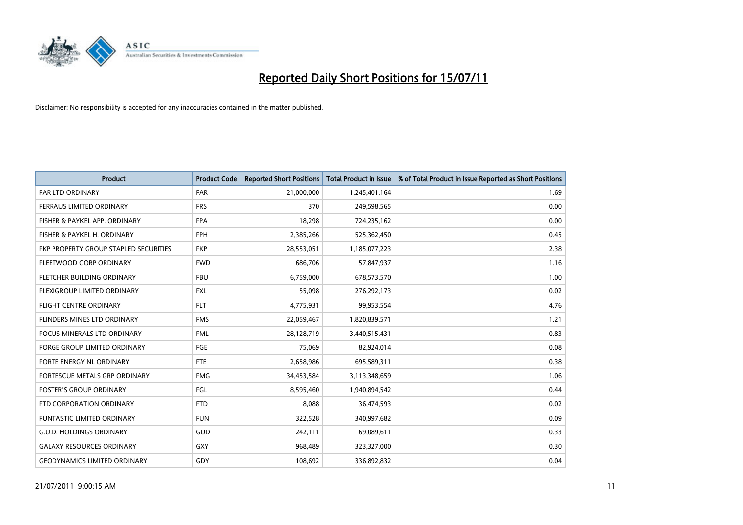# Reported Daily Short Positions for 15/07/11

Disclaimer: No responsibility is accepted for any inaccuracies contained in the matter published.

| Product | Product Code | Reported Short Positions | Total Product in Issue | % of Total Product in Issue Reported as Short Positions |
|---|---|---|---|---|
| FAR LTD ORDINARY | FAR | 21,000,000 | 1,245,401,164 | 1.69 |
| FERRAUS LIMITED ORDINARY | FRS | 370 | 249,598,565 | 0.00 |
| FISHER & PAYKEL APP. ORDINARY | FPA | 18,298 | 724,235,162 | 0.00 |
| FISHER & PAYKEL H. ORDINARY | FPH | 2,385,266 | 525,362,450 | 0.45 |
| FKP PROPERTY GROUP STAPLED SECURITIES | FKP | 28,553,051 | 1,185,077,223 | 2.38 |
| FLEETWOOD CORP ORDINARY | FWD | 686,706 | 57,847,937 | 1.16 |
| FLETCHER BUILDING ORDINARY | FBU | 6,759,000 | 678,573,570 | 1.00 |
| FLEXIGROUP LIMITED ORDINARY | FXL | 55,098 | 276,292,173 | 0.02 |
| FLIGHT CENTRE ORDINARY | FLT | 4,775,931 | 99,953,554 | 4.76 |
| FLINDERS MINES LTD ORDINARY | FMS | 22,059,467 | 1,820,839,571 | 1.21 |
| FOCUS MINERALS LTD ORDINARY | FML | 28,128,719 | 3,440,515,431 | 0.83 |
| FORGE GROUP LIMITED ORDINARY | FGE | 75,069 | 82,924,014 | 0.08 |
| FORTE ENERGY NL ORDINARY | FTE | 2,658,986 | 695,589,311 | 0.38 |
| FORTESCUE METALS GRP ORDINARY | FMG | 34,453,584 | 3,113,348,659 | 1.06 |
| FOSTER'S GROUP ORDINARY | FGL | 8,595,460 | 1,940,894,542 | 0.44 |
| FTD CORPORATION ORDINARY | FTD | 8,088 | 36,474,593 | 0.02 |
| FUNTASTIC LIMITED ORDINARY | FUN | 322,528 | 340,997,682 | 0.09 |
| G.U.D. HOLDINGS ORDINARY | GUD | 242,111 | 69,089,611 | 0.33 |
| GALAXY RESOURCES ORDINARY | GXY | 968,489 | 323,327,000 | 0.30 |
| GEODYNAMICS LIMITED ORDINARY | GDY | 108,692 | 336,892,832 | 0.04 |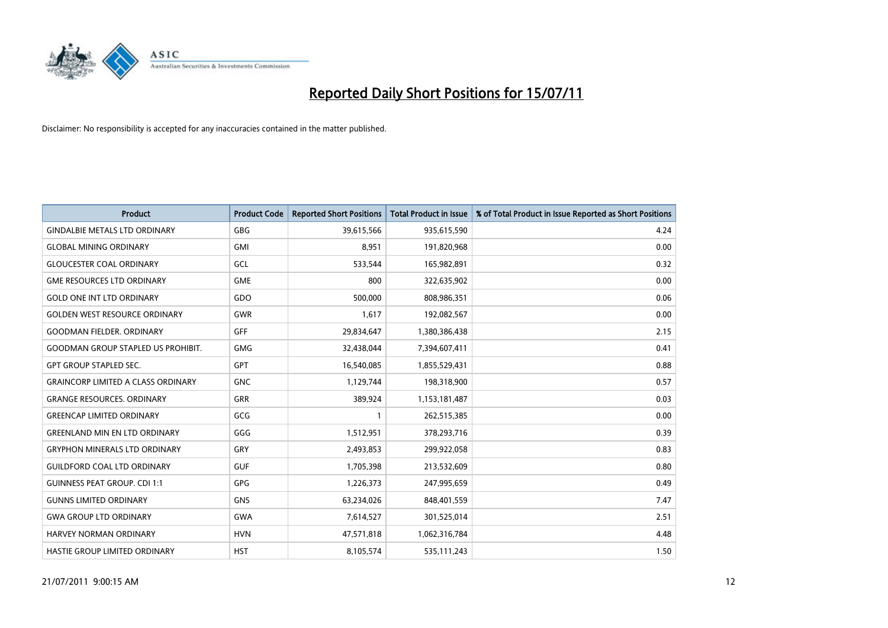# Reported Daily Short Positions for 15/07/11

Disclaimer: No responsibility is accepted for any inaccuracies contained in the matter published.

| Product | Product Code | Reported Short Positions | Total Product in Issue | % of Total Product in Issue Reported as Short Positions |
|---|---|---|---|---|
| GINDALBIE METALS LTD ORDINARY | GBG | 39,615,566 | 935,615,590 | 4.24 |
| GLOBAL MINING ORDINARY | GMI | 8,951 | 191,820,968 | 0.00 |
| GLOUCESTER COAL ORDINARY | GCL | 533,544 | 165,982,891 | 0.32 |
| GME RESOURCES LTD ORDINARY | GME | 800 | 322,635,902 | 0.00 |
| GOLD ONE INT LTD ORDINARY | GDO | 500,000 | 808,986,351 | 0.06 |
| GOLDEN WEST RESOURCE ORDINARY | GWR | 1,617 | 192,082,567 | 0.00 |
| GOODMAN FIELDER. ORDINARY | GFF | 29,834,647 | 1,380,386,438 | 2.15 |
| GOODMAN GROUP STAPLED US PROHIBIT. | GMG | 32,438,044 | 7,394,607,411 | 0.41 |
| GPT GROUP STAPLED SEC. | GPT | 16,540,085 | 1,855,529,431 | 0.88 |
| GRAINCORP LIMITED A CLASS ORDINARY | GNC | 1,129,744 | 198,318,900 | 0.57 |
| GRANGE RESOURCES. ORDINARY | GRR | 389,924 | 1,153,181,487 | 0.03 |
| GREENCAP LIMITED ORDINARY | GCG | 1 | 262,515,385 | 0.00 |
| GREENLAND MIN EN LTD ORDINARY | GGG | 1,512,951 | 378,293,716 | 0.39 |
| GRYPHON MINERALS LTD ORDINARY | GRY | 2,493,853 | 299,922,058 | 0.83 |
| GUILDFORD COAL LTD ORDINARY | GUF | 1,705,398 | 213,532,609 | 0.80 |
| GUINNESS PEAT GROUP. CDI 1:1 | GPG | 1,226,373 | 247,995,659 | 0.49 |
| GUNNS LIMITED ORDINARY | GNS | 63,234,026 | 848,401,559 | 7.47 |
| GWA GROUP LTD ORDINARY | GWA | 7,614,527 | 301,525,014 | 2.51 |
| HARVEY NORMAN ORDINARY | HVN | 47,571,818 | 1,062,316,784 | 4.48 |
| HASTIE GROUP LIMITED ORDINARY | HST | 8,105,574 | 535,111,243 | 1.50 |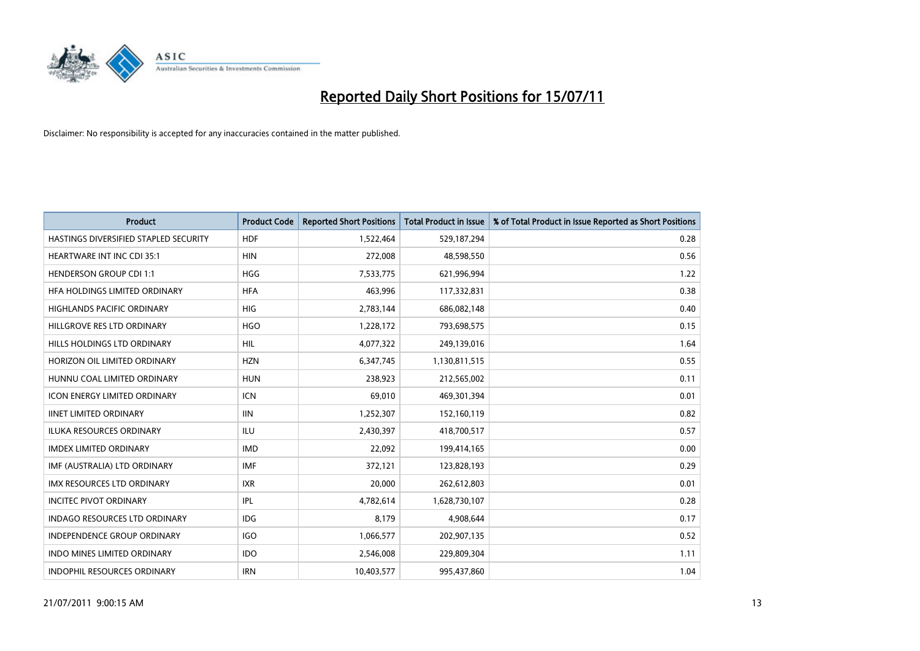# Reported Daily Short Positions for 15/07/11

Disclaimer: No responsibility is accepted for any inaccuracies contained in the matter published.

| Product | Product Code | Reported Short Positions | Total Product in Issue | % of Total Product in Issue Reported as Short Positions |
|---|---|---|---|---|
| HASTINGS DIVERSIFIED STAPLED SECURITY | HDF | 1,522,464 | 529,187,294 | 0.28 |
| HEARTWARE INT INC CDI 35:1 | HIN | 272,008 | 48,598,550 | 0.56 |
| HENDERSON GROUP CDI 1:1 | HGG | 7,533,775 | 621,996,994 | 1.22 |
| HFA HOLDINGS LIMITED ORDINARY | HFA | 463,996 | 117,332,831 | 0.38 |
| HIGHLANDS PACIFIC ORDINARY | HIG | 2,783,144 | 686,082,148 | 0.40 |
| HILLGROVE RES LTD ORDINARY | HGO | 1,228,172 | 793,698,575 | 0.15 |
| HILLS HOLDINGS LTD ORDINARY | HIL | 4,077,322 | 249,139,016 | 1.64 |
| HORIZON OIL LIMITED ORDINARY | HZN | 6,347,745 | 1,130,811,515 | 0.55 |
| HUNNU COAL LIMITED ORDINARY | HUN | 238,923 | 212,565,002 | 0.11 |
| ICON ENERGY LIMITED ORDINARY | ICN | 69,010 | 469,301,394 | 0.01 |
| IINET LIMITED ORDINARY | IIN | 1,252,307 | 152,160,119 | 0.82 |
| ILUKA RESOURCES ORDINARY | ILU | 2,430,397 | 418,700,517 | 0.57 |
| IMDEX LIMITED ORDINARY | IMD | 22,092 | 199,414,165 | 0.00 |
| IMF (AUSTRALIA) LTD ORDINARY | IMF | 372,121 | 123,828,193 | 0.29 |
| IMX RESOURCES LTD ORDINARY | IXR | 20,000 | 262,612,803 | 0.01 |
| INCITEC PIVOT ORDINARY | IPL | 4,782,614 | 1,628,730,107 | 0.28 |
| INDAGO RESOURCES LTD ORDINARY | IDG | 8,179 | 4,908,644 | 0.17 |
| INDEPENDENCE GROUP ORDINARY | IGO | 1,066,577 | 202,907,135 | 0.52 |
| INDO MINES LIMITED ORDINARY | IDO | 2,546,008 | 229,809,304 | 1.11 |
| INDOPHIL RESOURCES ORDINARY | IRN | 10,403,577 | 995,437,860 | 1.04 |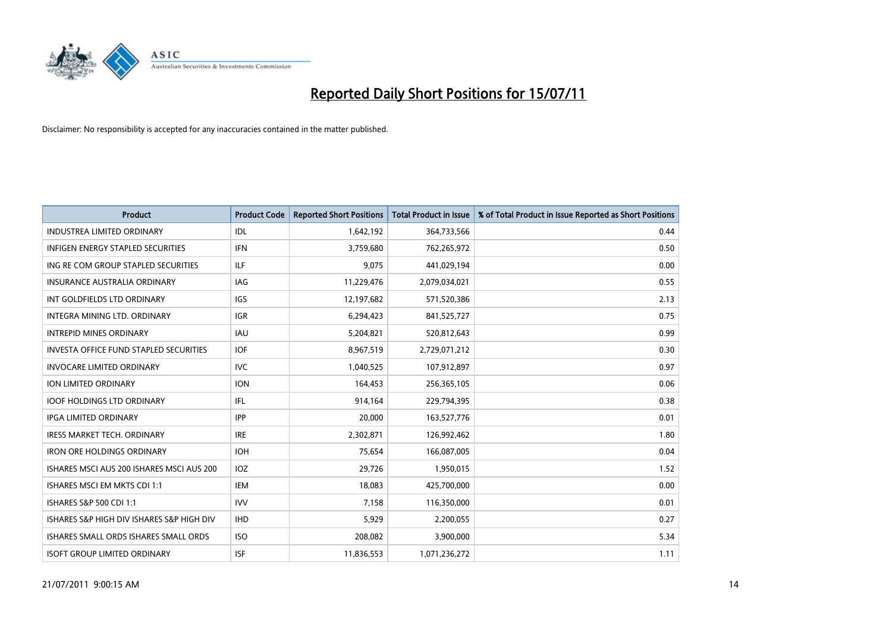# Reported Daily Short Positions for 15/07/11

Disclaimer: No responsibility is accepted for any inaccuracies contained in the matter published.

| Product | Product Code | Reported Short Positions | Total Product in Issue | % of Total Product in Issue Reported as Short Positions |
|---|---|---|---|---|
| INDUSTREA LIMITED ORDINARY | IDL | 1,642,192 | 364,733,566 | 0.44 |
| INFIGEN ENERGY STAPLED SECURITIES | IFN | 3,759,680 | 762,265,972 | 0.50 |
| ING RE COM GROUP STAPLED SECURITIES | ILF | 9,075 | 441,029,194 | 0.00 |
| INSURANCE AUSTRALIA ORDINARY | IAG | 11,229,476 | 2,079,034,021 | 0.55 |
| INT GOLDFIELDS LTD ORDINARY | IGS | 12,197,682 | 571,520,386 | 2.13 |
| INTEGRA MINING LTD. ORDINARY | IGR | 6,294,423 | 841,525,727 | 0.75 |
| INTREPID MINES ORDINARY | IAU | 5,204,821 | 520,812,643 | 0.99 |
| INVESTA OFFICE FUND STAPLED SECURITIES | IOF | 8,967,519 | 2,729,071,212 | 0.30 |
| INVOCARE LIMITED ORDINARY | IVC | 1,040,525 | 107,912,897 | 0.97 |
| ION LIMITED ORDINARY | ION | 164,453 | 256,365,105 | 0.06 |
| IOOF HOLDINGS LTD ORDINARY | IFL | 914,164 | 229,794,395 | 0.38 |
| IPGA LIMITED ORDINARY | IPP | 20,000 | 163,527,776 | 0.01 |
| IRESS MARKET TECH. ORDINARY | IRE | 2,302,871 | 126,992,462 | 1.80 |
| IRON ORE HOLDINGS ORDINARY | IOH | 75,654 | 166,087,005 | 0.04 |
| ISHARES MSCI AUS 200 ISHARES MSCI AUS 200 | IOZ | 29,726 | 1,950,015 | 1.52 |
| ISHARES MSCI EM MKTS CDI 1:1 | IEM | 18,083 | 425,700,000 | 0.00 |
| ISHARES S&P 500 CDI 1:1 | IVV | 7,158 | 116,350,000 | 0.01 |
| ISHARES S&P HIGH DIV ISHARES S&P HIGH DIV | IHD | 5,929 | 2,200,055 | 0.27 |
| ISHARES SMALL ORDS ISHARES SMALL ORDS | ISO | 208,082 | 3,900,000 | 5.34 |
| ISOFT GROUP LIMITED ORDINARY | ISF | 11,836,553 | 1,071,236,272 | 1.11 |

21/07/2011 9:00:15 AM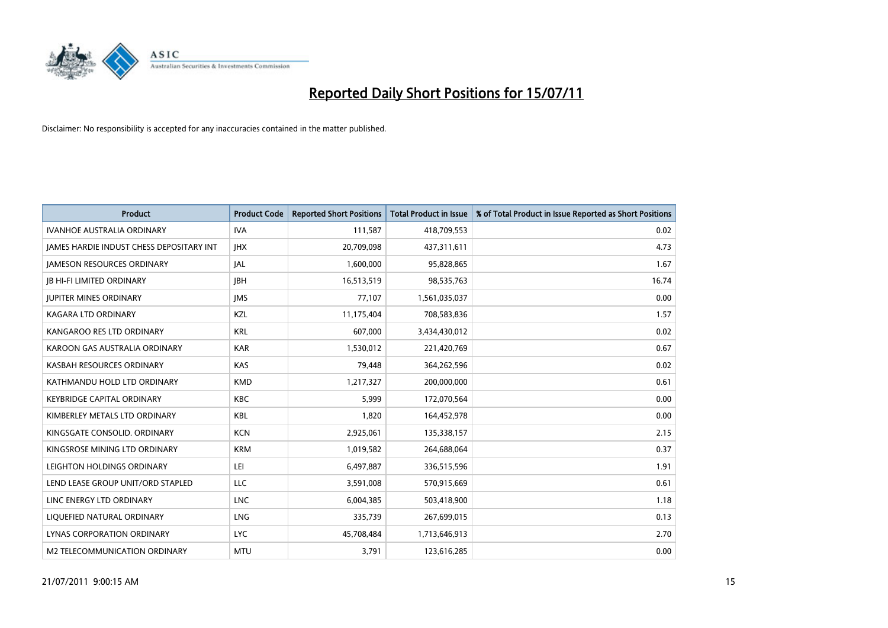# Reported Daily Short Positions for 15/07/11

Disclaimer: No responsibility is accepted for any inaccuracies contained in the matter published.

| Product | Product Code | Reported Short Positions | Total Product in Issue | % of Total Product in Issue Reported as Short Positions |
|---|---|---|---|---|
| IVANHOE AUSTRALIA ORDINARY | IVA | 111,587 | 418,709,553 | 0.02 |
| JAMES HARDIE INDUST CHESS DEPOSITARY INT | JHX | 20,709,098 | 437,311,611 | 4.73 |
| JAMESON RESOURCES ORDINARY | JAL | 1,600,000 | 95,828,865 | 1.67 |
| JB HI-FI LIMITED ORDINARY | JBH | 16,513,519 | 98,535,763 | 16.74 |
| JUPITER MINES ORDINARY | JMS | 77,107 | 1,561,035,037 | 0.00 |
| KAGARA LTD ORDINARY | KZL | 11,175,404 | 708,583,836 | 1.57 |
| KANGAROO RES LTD ORDINARY | KRL | 607,000 | 3,434,430,012 | 0.02 |
| KAROON GAS AUSTRALIA ORDINARY | KAR | 1,530,012 | 221,420,769 | 0.67 |
| KASBAH RESOURCES ORDINARY | KAS | 79,448 | 364,262,596 | 0.02 |
| KATHMANDU HOLD LTD ORDINARY | KMD | 1,217,327 | 200,000,000 | 0.61 |
| KEYBRIDGE CAPITAL ORDINARY | KBC | 5,999 | 172,070,564 | 0.00 |
| KIMBERLEY METALS LTD ORDINARY | KBL | 1,820 | 164,452,978 | 0.00 |
| KINGSGATE CONSOLID. ORDINARY | KCN | 2,925,061 | 135,338,157 | 2.15 |
| KINGSROSE MINING LTD ORDINARY | KRM | 1,019,582 | 264,688,064 | 0.37 |
| LEIGHTON HOLDINGS ORDINARY | LEI | 6,497,887 | 336,515,596 | 1.91 |
| LEND LEASE GROUP UNIT/ORD STAPLED | LLC | 3,591,008 | 570,915,669 | 0.61 |
| LINC ENERGY LTD ORDINARY | LNC | 6,004,385 | 503,418,900 | 1.18 |
| LIQUEFIED NATURAL ORDINARY | LNG | 335,739 | 267,699,015 | 0.13 |
| LYNAS CORPORATION ORDINARY | LYC | 45,708,484 | 1,713,646,913 | 2.70 |
| M2 TELECOMMUNICATION ORDINARY | MTU | 3,791 | 123,616,285 | 0.00 |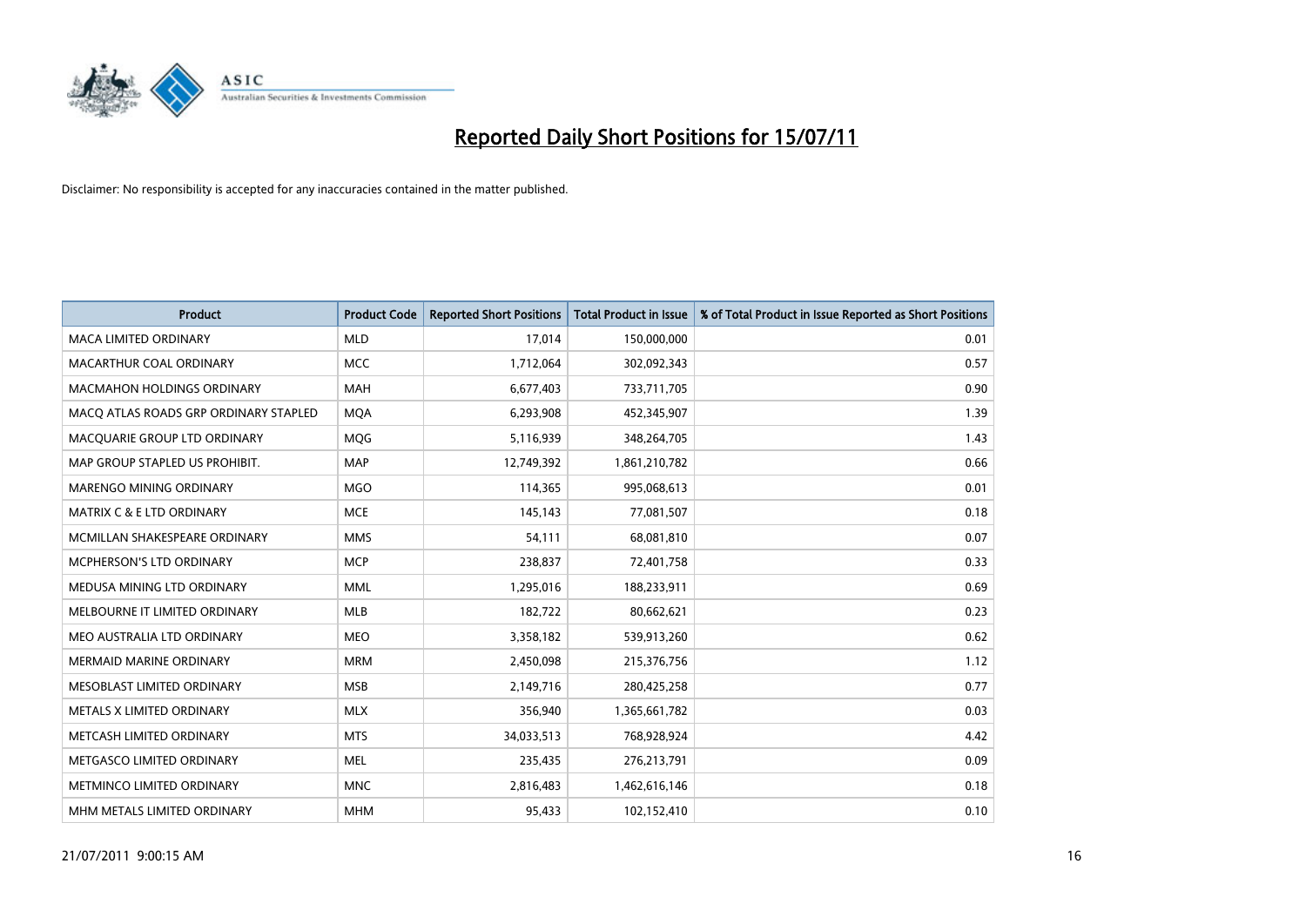# Reported Daily Short Positions for 15/07/11

Disclaimer: No responsibility is accepted for any inaccuracies contained in the matter published.

| Product | Product Code | Reported Short Positions | Total Product in Issue | % of Total Product in Issue Reported as Short Positions |
|---|---|---|---|---|
| MACA LIMITED ORDINARY | MLD | 17,014 | 150,000,000 | 0.01 |
| MACARTHUR COAL ORDINARY | MCC | 1,712,064 | 302,092,343 | 0.57 |
| MACMAHON HOLDINGS ORDINARY | MAH | 6,677,403 | 733,711,705 | 0.90 |
| MACQ ATLAS ROADS GRP ORDINARY STAPLED | MQA | 6,293,908 | 452,345,907 | 1.39 |
| MACQUARIE GROUP LTD ORDINARY | MQG | 5,116,939 | 348,264,705 | 1.43 |
| MAP GROUP STAPLED US PROHIBIT. | MAP | 12,749,392 | 1,861,210,782 | 0.66 |
| MARENGO MINING ORDINARY | MGO | 114,365 | 995,068,613 | 0.01 |
| MATRIX C & E LTD ORDINARY | MCE | 145,143 | 77,081,507 | 0.18 |
| MCMILLAN SHAKESPEARE ORDINARY | MMS | 54,111 | 68,081,810 | 0.07 |
| MCPHERSON'S LTD ORDINARY | MCP | 238,837 | 72,401,758 | 0.33 |
| MEDUSA MINING LTD ORDINARY | MML | 1,295,016 | 188,233,911 | 0.69 |
| MELBOURNE IT LIMITED ORDINARY | MLB | 182,722 | 80,662,621 | 0.23 |
| MEO AUSTRALIA LTD ORDINARY | MEO | 3,358,182 | 539,913,260 | 0.62 |
| MERMAID MARINE ORDINARY | MRM | 2,450,098 | 215,376,756 | 1.12 |
| MESOBLAST LIMITED ORDINARY | MSB | 2,149,716 | 280,425,258 | 0.77 |
| METALS X LIMITED ORDINARY | MLX | 356,940 | 1,365,661,782 | 0.03 |
| METCASH LIMITED ORDINARY | MTS | 34,033,513 | 768,928,924 | 4.42 |
| METGASCO LIMITED ORDINARY | MEL | 235,435 | 276,213,791 | 0.09 |
| METMINCO LIMITED ORDINARY | MNC | 2,816,483 | 1,462,616,146 | 0.18 |
| MHM METALS LIMITED ORDINARY | MHM | 95,433 | 102,152,410 | 0.10 |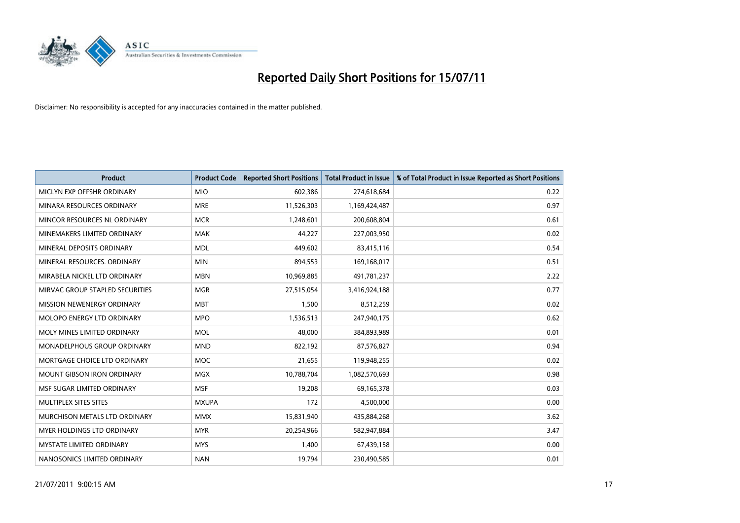# Reported Daily Short Positions for 15/07/11

Disclaimer: No responsibility is accepted for any inaccuracies contained in the matter published.

| Product | Product Code | Reported Short Positions | Total Product in Issue | % of Total Product in Issue Reported as Short Positions |
|---|---|---|---|---|
| MICLYN EXP OFFSHR ORDINARY | MIO | 602,386 | 274,618,684 | 0.22 |
| MINARA RESOURCES ORDINARY | MRE | 11,526,303 | 1,169,424,487 | 0.97 |
| MINCOR RESOURCES NL ORDINARY | MCR | 1,248,601 | 200,608,804 | 0.61 |
| MINEMAKERS LIMITED ORDINARY | MAK | 44,227 | 227,003,950 | 0.02 |
| MINERAL DEPOSITS ORDINARY | MDL | 449,602 | 83,415,116 | 0.54 |
| MINERAL RESOURCES. ORDINARY | MIN | 894,553 | 169,168,017 | 0.51 |
| MIRABELA NICKEL LTD ORDINARY | MBN | 10,969,885 | 491,781,237 | 2.22 |
| MIRVAC GROUP STAPLED SECURITIES | MGR | 27,515,054 | 3,416,924,188 | 0.77 |
| MISSION NEWENERGY ORDINARY | MBT | 1,500 | 8,512,259 | 0.02 |
| MOLOPO ENERGY LTD ORDINARY | MPO | 1,536,513 | 247,940,175 | 0.62 |
| MOLY MINES LIMITED ORDINARY | MOL | 48,000 | 384,893,989 | 0.01 |
| MONADELPHOUS GROUP ORDINARY | MND | 822,192 | 87,576,827 | 0.94 |
| MORTGAGE CHOICE LTD ORDINARY | MOC | 21,655 | 119,948,255 | 0.02 |
| MOUNT GIBSON IRON ORDINARY | MGX | 10,788,704 | 1,082,570,693 | 0.98 |
| MSF SUGAR LIMITED ORDINARY | MSF | 19,208 | 69,165,378 | 0.03 |
| MULTIPLEX SITES SITES | MXUPA | 172 | 4,500,000 | 0.00 |
| MURCHISON METALS LTD ORDINARY | MMX | 15,831,940 | 435,884,268 | 3.62 |
| MYER HOLDINGS LTD ORDINARY | MYR | 20,254,966 | 582,947,884 | 3.47 |
| MYSTATE LIMITED ORDINARY | MYS | 1,400 | 67,439,158 | 0.00 |
| NANOSONICS LIMITED ORDINARY | NAN | 19,794 | 230,490,585 | 0.01 |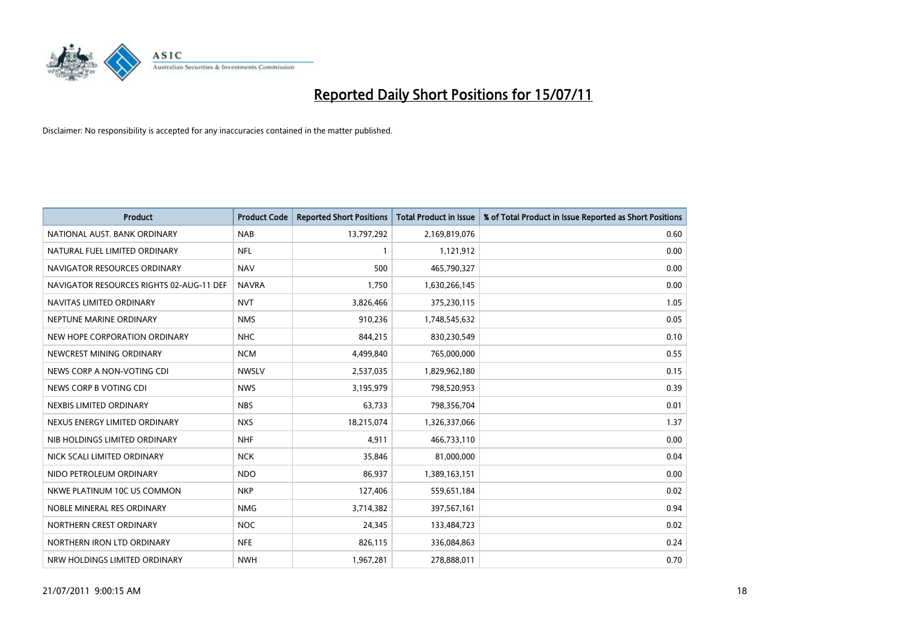# Reported Daily Short Positions for 15/07/11

Disclaimer: No responsibility is accepted for any inaccuracies contained in the matter published.

| Product | Product Code | Reported Short Positions | Total Product in Issue | % of Total Product in Issue Reported as Short Positions |
|---|---|---|---|---|
| NATIONAL AUST. BANK ORDINARY | NAB | 13,797,292 | 2,169,819,076 | 0.60 |
| NATURAL FUEL LIMITED ORDINARY | NFL | 1 | 1,121,912 | 0.00 |
| NAVIGATOR RESOURCES ORDINARY | NAV | 500 | 465,790,327 | 0.00 |
| NAVIGATOR RESOURCES RIGHTS 02-AUG-11 DEF | NAVRA | 1,750 | 1,630,266,145 | 0.00 |
| NAVITAS LIMITED ORDINARY | NVT | 3,826,466 | 375,230,115 | 1.05 |
| NEPTUNE MARINE ORDINARY | NMS | 910,236 | 1,748,545,632 | 0.05 |
| NEW HOPE CORPORATION ORDINARY | NHC | 844,215 | 830,230,549 | 0.10 |
| NEWCREST MINING ORDINARY | NCM | 4,499,840 | 765,000,000 | 0.55 |
| NEWS CORP A NON-VOTING CDI | NWSLV | 2,537,035 | 1,829,962,180 | 0.15 |
| NEWS CORP B VOTING CDI | NWS | 3,195,979 | 798,520,953 | 0.39 |
| NEXBIS LIMITED ORDINARY | NBS | 63,733 | 798,356,704 | 0.01 |
| NEXUS ENERGY LIMITED ORDINARY | NXS | 18,215,074 | 1,326,337,066 | 1.37 |
| NIB HOLDINGS LIMITED ORDINARY | NHF | 4,911 | 466,733,110 | 0.00 |
| NICK SCALI LIMITED ORDINARY | NCK | 35,846 | 81,000,000 | 0.04 |
| NIDO PETROLEUM ORDINARY | NDO | 86,937 | 1,389,163,151 | 0.00 |
| NKWE PLATINUM 10C US COMMON | NKP | 127,406 | 559,651,184 | 0.02 |
| NOBLE MINERAL RES ORDINARY | NMG | 3,714,382 | 397,567,161 | 0.94 |
| NORTHERN CREST ORDINARY | NOC | 24,345 | 133,484,723 | 0.02 |
| NORTHERN IRON LTD ORDINARY | NFE | 826,115 | 336,084,863 | 0.24 |
| NRW HOLDINGS LIMITED ORDINARY | NWH | 1,967,281 | 278,888,011 | 0.70 |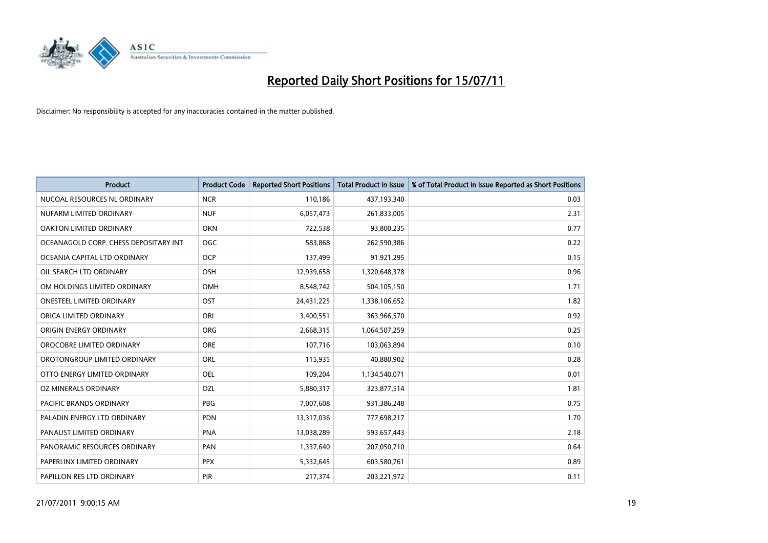# Reported Daily Short Positions for 15/07/11

Disclaimer: No responsibility is accepted for any inaccuracies contained in the matter published.

| Product | Product Code | Reported Short Positions | Total Product in Issue | % of Total Product in Issue Reported as Short Positions |
|---|---|---|---|---|
| NUCOAL RESOURCES NL ORDINARY | NCR | 110,186 | 437,193,340 | 0.03 |
| NUFARM LIMITED ORDINARY | NUF | 6,057,473 | 261,833,005 | 2.31 |
| OAKTON LIMITED ORDINARY | OKN | 722,538 | 93,800,235 | 0.77 |
| OCEANAGOLD CORP. CHESS DEPOSITARY INT | OGC | 583,868 | 262,590,386 | 0.22 |
| OCEANIA CAPITAL LTD ORDINARY | OCP | 137,499 | 91,921,295 | 0.15 |
| OIL SEARCH LTD ORDINARY | OSH | 12,939,658 | 1,320,648,378 | 0.96 |
| OM HOLDINGS LIMITED ORDINARY | OMH | 8,548,742 | 504,105,150 | 1.71 |
| ONESTEEL LIMITED ORDINARY | OST | 24,431,225 | 1,338,106,652 | 1.82 |
| ORICA LIMITED ORDINARY | ORI | 3,400,551 | 363,966,570 | 0.92 |
| ORIGIN ENERGY ORDINARY | ORG | 2,668,315 | 1,064,507,259 | 0.25 |
| OROCOBRE LIMITED ORDINARY | ORE | 107,716 | 103,063,894 | 0.10 |
| OROTONGROUP LIMITED ORDINARY | ORL | 115,935 | 40,880,902 | 0.28 |
| OTTO ENERGY LIMITED ORDINARY | OEL | 109,204 | 1,134,540,071 | 0.01 |
| OZ MINERALS ORDINARY | OZL | 5,880,317 | 323,877,514 | 1.81 |
| PACIFIC BRANDS ORDINARY | PBG | 7,007,608 | 931,386,248 | 0.75 |
| PALADIN ENERGY LTD ORDINARY | PDN | 13,317,036 | 777,698,217 | 1.70 |
| PANAUST LIMITED ORDINARY | PNA | 13,038,289 | 593,657,443 | 2.18 |
| PANORAMIC RESOURCES ORDINARY | PAN | 1,337,640 | 207,050,710 | 0.64 |
| PAPERLINX LIMITED ORDINARY | PPX | 5,332,645 | 603,580,761 | 0.89 |
| PAPILLON RES LTD ORDINARY | PIR | 217,374 | 203,221,972 | 0.11 |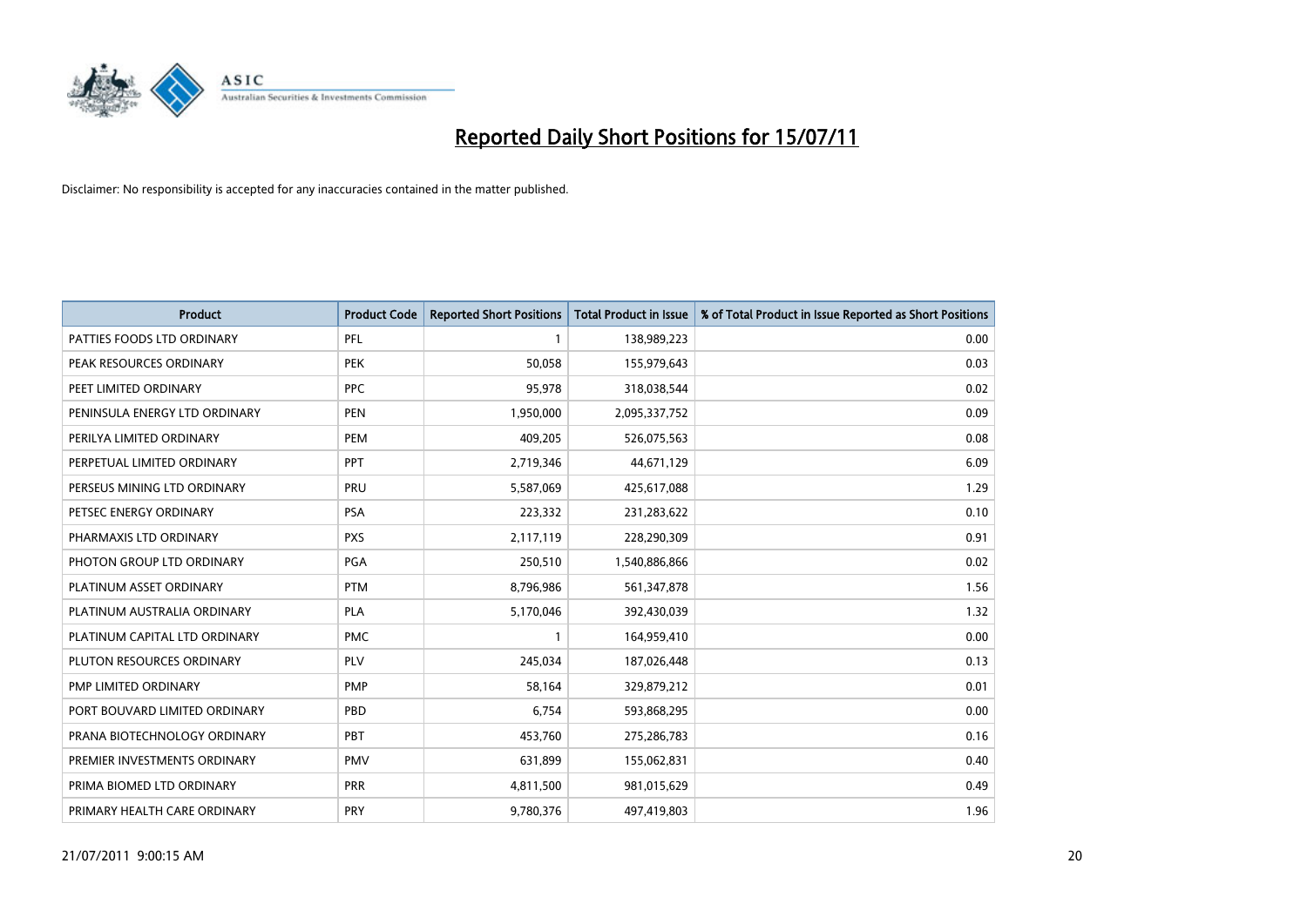# Reported Daily Short Positions for 15/07/11

Disclaimer: No responsibility is accepted for any inaccuracies contained in the matter published.

| Product | Product Code | Reported Short Positions | Total Product in Issue | % of Total Product in Issue Reported as Short Positions |
|---|---|---|---|---|
| PATTIES FOODS LTD ORDINARY | PFL | 1 | 138,989,223 | 0.00 |
| PEAK RESOURCES ORDINARY | PEK | 50,058 | 155,979,643 | 0.03 |
| PEET LIMITED ORDINARY | PPC | 95,978 | 318,038,544 | 0.02 |
| PENINSULA ENERGY LTD ORDINARY | PEN | 1,950,000 | 2,095,337,752 | 0.09 |
| PERILYA LIMITED ORDINARY | PEM | 409,205 | 526,075,563 | 0.08 |
| PERPETUAL LIMITED ORDINARY | PPT | 2,719,346 | 44,671,129 | 6.09 |
| PERSEUS MINING LTD ORDINARY | PRU | 5,587,069 | 425,617,088 | 1.29 |
| PETSEC ENERGY ORDINARY | PSA | 223,332 | 231,283,622 | 0.10 |
| PHARMAXIS LTD ORDINARY | PXS | 2,117,119 | 228,290,309 | 0.91 |
| PHOTON GROUP LTD ORDINARY | PGA | 250,510 | 1,540,886,866 | 0.02 |
| PLATINUM ASSET ORDINARY | PTM | 8,796,986 | 561,347,878 | 1.56 |
| PLATINUM AUSTRALIA ORDINARY | PLA | 5,170,046 | 392,430,039 | 1.32 |
| PLATINUM CAPITAL LTD ORDINARY | PMC | 1 | 164,959,410 | 0.00 |
| PLUTON RESOURCES ORDINARY | PLV | 245,034 | 187,026,448 | 0.13 |
| PMP LIMITED ORDINARY | PMP | 58,164 | 329,879,212 | 0.01 |
| PORT BOUVARD LIMITED ORDINARY | PBD | 6,754 | 593,868,295 | 0.00 |
| PRANA BIOTECHNOLOGY ORDINARY | PBT | 453,760 | 275,286,783 | 0.16 |
| PREMIER INVESTMENTS ORDINARY | PMV | 631,899 | 155,062,831 | 0.40 |
| PRIMA BIOMED LTD ORDINARY | PRR | 4,811,500 | 981,015,629 | 0.49 |
| PRIMARY HEALTH CARE ORDINARY | PRY | 9,780,376 | 497,419,803 | 1.96 |

21/07/2011 9:00:15 AM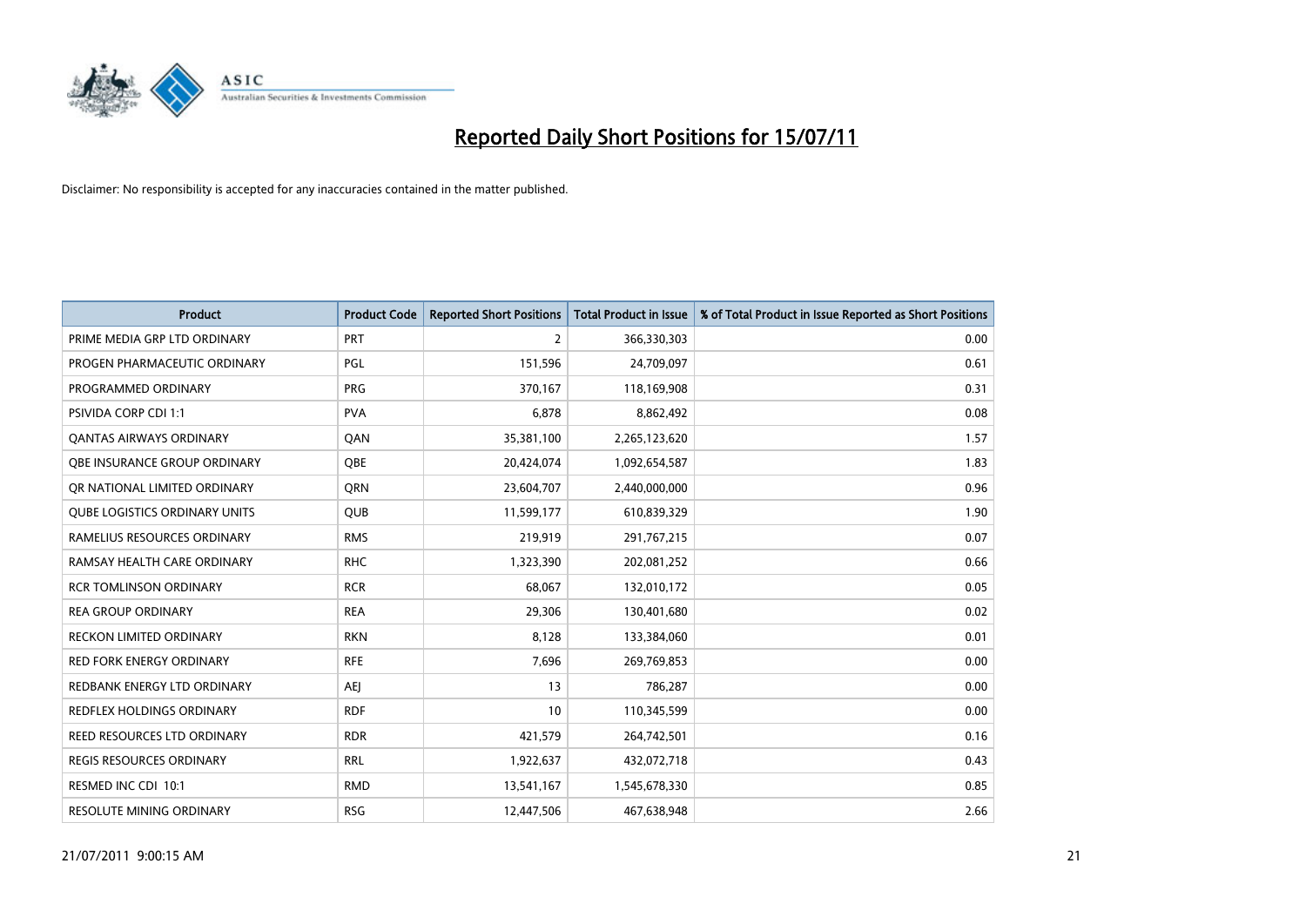# Reported Daily Short Positions for 15/07/11

Disclaimer: No responsibility is accepted for any inaccuracies contained in the matter published.

| Product | Product Code | Reported Short Positions | Total Product in Issue | % of Total Product in Issue Reported as Short Positions |
|---|---|---|---|---|
| PRIME MEDIA GRP LTD ORDINARY | PRT | 2 | 366,330,303 | 0.00 |
| PROGEN PHARMACEUTIC ORDINARY | PGL | 151,596 | 24,709,097 | 0.61 |
| PROGRAMMED ORDINARY | PRG | 370,167 | 118,169,908 | 0.31 |
| PSIVIDA CORP CDI 1:1 | PVA | 6,878 | 8,862,492 | 0.08 |
| QANTAS AIRWAYS ORDINARY | QAN | 35,381,100 | 2,265,123,620 | 1.57 |
| QBE INSURANCE GROUP ORDINARY | QBE | 20,424,074 | 1,092,654,587 | 1.83 |
| QR NATIONAL LIMITED ORDINARY | QRN | 23,604,707 | 2,440,000,000 | 0.96 |
| QUBE LOGISTICS ORDINARY UNITS | QUB | 11,599,177 | 610,839,329 | 1.90 |
| RAMELIUS RESOURCES ORDINARY | RMS | 219,919 | 291,767,215 | 0.07 |
| RAMSAY HEALTH CARE ORDINARY | RHC | 1,323,390 | 202,081,252 | 0.66 |
| RCR TOMLINSON ORDINARY | RCR | 68,067 | 132,010,172 | 0.05 |
| REA GROUP ORDINARY | REA | 29,306 | 130,401,680 | 0.02 |
| RECKON LIMITED ORDINARY | RKN | 8,128 | 133,384,060 | 0.01 |
| RED FORK ENERGY ORDINARY | RFE | 7,696 | 269,769,853 | 0.00 |
| REDBANK ENERGY LTD ORDINARY | AEJ | 13 | 786,287 | 0.00 |
| REDFLEX HOLDINGS ORDINARY | RDF | 10 | 110,345,599 | 0.00 |
| REED RESOURCES LTD ORDINARY | RDR | 421,579 | 264,742,501 | 0.16 |
| REGIS RESOURCES ORDINARY | RRL | 1,922,637 | 432,072,718 | 0.43 |
| RESMED INC CDI 10:1 | RMD | 13,541,167 | 1,545,678,330 | 0.85 |
| RESOLUTE MINING ORDINARY | RSG | 12,447,506 | 467,638,948 | 2.66 |

21/07/2011 9:00:15 AM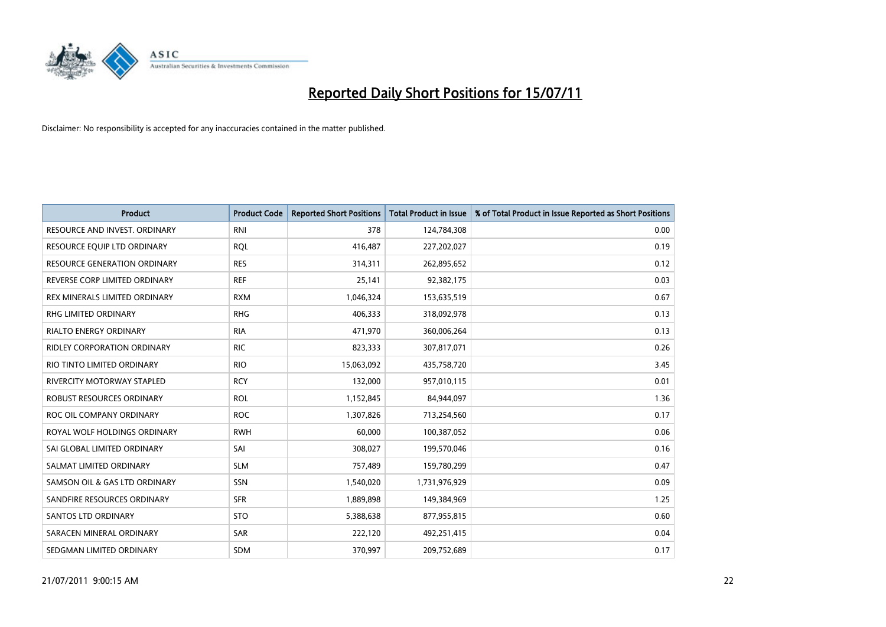# Reported Daily Short Positions for 15/07/11

Disclaimer: No responsibility is accepted for any inaccuracies contained in the matter published.

| Product | Product Code | Reported Short Positions | Total Product in Issue | % of Total Product in Issue Reported as Short Positions |
|---|---|---|---|---|
| RESOURCE AND INVEST. ORDINARY | RNI | 378 | 124,784,308 | 0.00 |
| RESOURCE EQUIP LTD ORDINARY | RQL | 416,487 | 227,202,027 | 0.19 |
| RESOURCE GENERATION ORDINARY | RES | 314,311 | 262,895,652 | 0.12 |
| REVERSE CORP LIMITED ORDINARY | REF | 25,141 | 92,382,175 | 0.03 |
| REX MINERALS LIMITED ORDINARY | RXM | 1,046,324 | 153,635,519 | 0.67 |
| RHG LIMITED ORDINARY | RHG | 406,333 | 318,092,978 | 0.13 |
| RIALTO ENERGY ORDINARY | RIA | 471,970 | 360,006,264 | 0.13 |
| RIDLEY CORPORATION ORDINARY | RIC | 823,333 | 307,817,071 | 0.26 |
| RIO TINTO LIMITED ORDINARY | RIO | 15,063,092 | 435,758,720 | 3.45 |
| RIVERCITY MOTORWAY STAPLED | RCY | 132,000 | 957,010,115 | 0.01 |
| ROBUST RESOURCES ORDINARY | ROL | 1,152,845 | 84,944,097 | 1.36 |
| ROC OIL COMPANY ORDINARY | ROC | 1,307,826 | 713,254,560 | 0.17 |
| ROYAL WOLF HOLDINGS ORDINARY | RWH | 60,000 | 100,387,052 | 0.06 |
| SAI GLOBAL LIMITED ORDINARY | SAI | 308,027 | 199,570,046 | 0.16 |
| SALMAT LIMITED ORDINARY | SLM | 757,489 | 159,780,299 | 0.47 |
| SAMSON OIL & GAS LTD ORDINARY | SSN | 1,540,020 | 1,731,976,929 | 0.09 |
| SANDFIRE RESOURCES ORDINARY | SFR | 1,889,898 | 149,384,969 | 1.25 |
| SANTOS LTD ORDINARY | STO | 5,388,638 | 877,955,815 | 0.60 |
| SARACEN MINERAL ORDINARY | SAR | 222,120 | 492,251,415 | 0.04 |
| SEDGMAN LIMITED ORDINARY | SDM | 370,997 | 209,752,689 | 0.17 |

21/07/2011 9:00:15 AM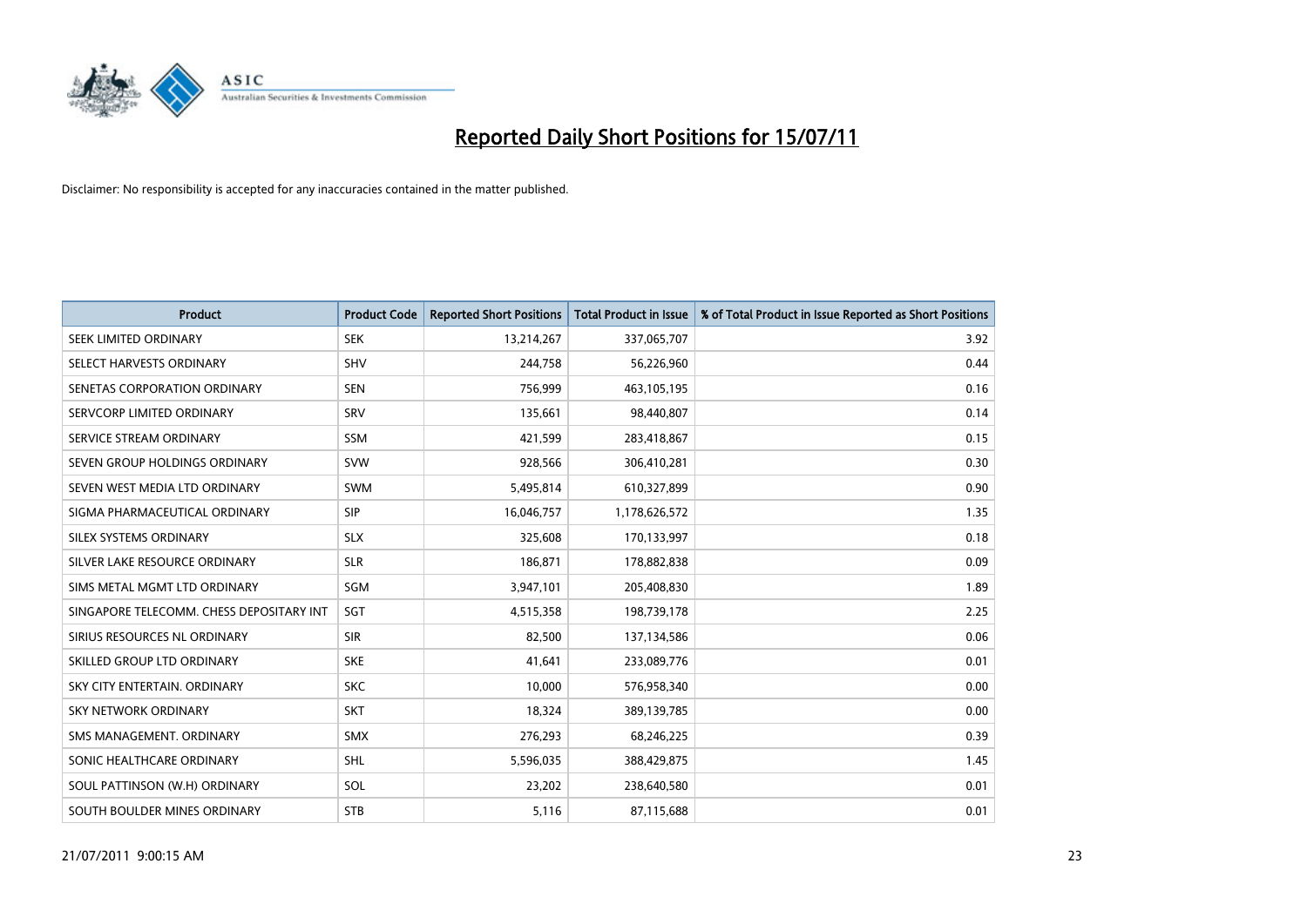# Reported Daily Short Positions for 15/07/11

Disclaimer: No responsibility is accepted for any inaccuracies contained in the matter published.

| Product | Product Code | Reported Short Positions | Total Product in Issue | % of Total Product in Issue Reported as Short Positions |
|---|---|---|---|---|
| SEEK LIMITED ORDINARY | SEK | 13,214,267 | 337,065,707 | 3.92 |
| SELECT HARVESTS ORDINARY | SHV | 244,758 | 56,226,960 | 0.44 |
| SENETAS CORPORATION ORDINARY | SEN | 756,999 | 463,105,195 | 0.16 |
| SERVCORP LIMITED ORDINARY | SRV | 135,661 | 98,440,807 | 0.14 |
| SERVICE STREAM ORDINARY | SSM | 421,599 | 283,418,867 | 0.15 |
| SEVEN GROUP HOLDINGS ORDINARY | SVW | 928,566 | 306,410,281 | 0.30 |
| SEVEN WEST MEDIA LTD ORDINARY | SWM | 5,495,814 | 610,327,899 | 0.90 |
| SIGMA PHARMACEUTICAL ORDINARY | SIP | 16,046,757 | 1,178,626,572 | 1.35 |
| SILEX SYSTEMS ORDINARY | SLX | 325,608 | 170,133,997 | 0.18 |
| SILVER LAKE RESOURCE ORDINARY | SLR | 186,871 | 178,882,838 | 0.09 |
| SIMS METAL MGMT LTD ORDINARY | SGM | 3,947,101 | 205,408,830 | 1.89 |
| SINGAPORE TELECOMM. CHESS DEPOSITARY INT | SGT | 4,515,358 | 198,739,178 | 2.25 |
| SIRIUS RESOURCES NL ORDINARY | SIR | 82,500 | 137,134,586 | 0.06 |
| SKILLED GROUP LTD ORDINARY | SKE | 41,641 | 233,089,776 | 0.01 |
| SKY CITY ENTERTAIN. ORDINARY | SKC | 10,000 | 576,958,340 | 0.00 |
| SKY NETWORK ORDINARY | SKT | 18,324 | 389,139,785 | 0.00 |
| SMS MANAGEMENT. ORDINARY | SMX | 276,293 | 68,246,225 | 0.39 |
| SONIC HEALTHCARE ORDINARY | SHL | 5,596,035 | 388,429,875 | 1.45 |
| SOUL PATTINSON (W.H) ORDINARY | SOL | 23,202 | 238,640,580 | 0.01 |
| SOUTH BOULDER MINES ORDINARY | STB | 5,116 | 87,115,688 | 0.01 |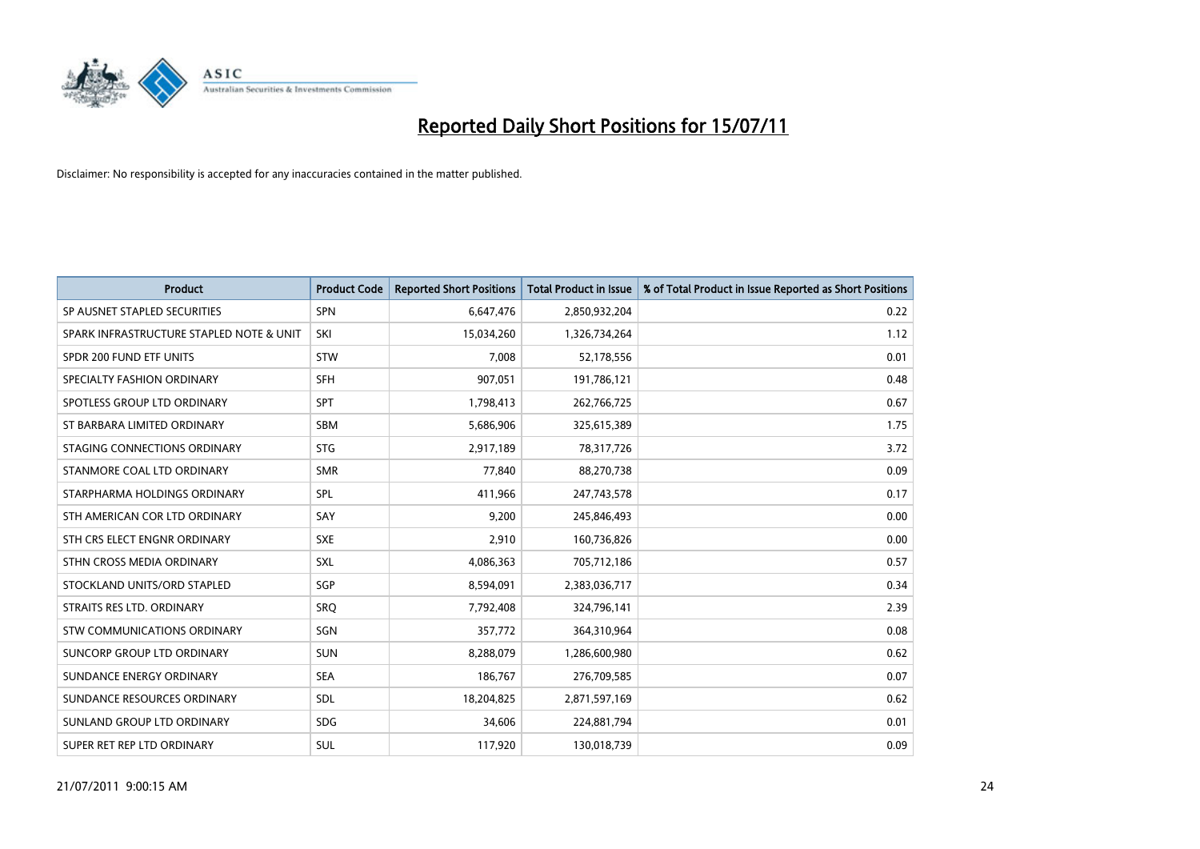# Reported Daily Short Positions for 15/07/11

Disclaimer: No responsibility is accepted for any inaccuracies contained in the matter published.

| Product | Product Code | Reported Short Positions | Total Product in Issue | % of Total Product in Issue Reported as Short Positions |
|---|---|---|---|---|
| SP AUSNET STAPLED SECURITIES | SPN | 6,647,476 | 2,850,932,204 | 0.22 |
| SPARK INFRASTRUCTURE STAPLED NOTE & UNIT | SKI | 15,034,260 | 1,326,734,264 | 1.12 |
| SPDR 200 FUND ETF UNITS | STW | 7,008 | 52,178,556 | 0.01 |
| SPECIALTY FASHION ORDINARY | SFH | 907,051 | 191,786,121 | 0.48 |
| SPOTLESS GROUP LTD ORDINARY | SPT | 1,798,413 | 262,766,725 | 0.67 |
| ST BARBARA LIMITED ORDINARY | SBM | 5,686,906 | 325,615,389 | 1.75 |
| STAGING CONNECTIONS ORDINARY | STG | 2,917,189 | 78,317,726 | 3.72 |
| STANMORE COAL LTD ORDINARY | SMR | 77,840 | 88,270,738 | 0.09 |
| STARPHARMA HOLDINGS ORDINARY | SPL | 411,966 | 247,743,578 | 0.17 |
| STH AMERICAN COR LTD ORDINARY | SAY | 9,200 | 245,846,493 | 0.00 |
| STH CRS ELECT ENGNR ORDINARY | SXE | 2,910 | 160,736,826 | 0.00 |
| STHN CROSS MEDIA ORDINARY | SXL | 4,086,363 | 705,712,186 | 0.57 |
| STOCKLAND UNITS/ORD STAPLED | SGP | 8,594,091 | 2,383,036,717 | 0.34 |
| STRAITS RES LTD. ORDINARY | SRQ | 7,792,408 | 324,796,141 | 2.39 |
| STW COMMUNICATIONS ORDINARY | SGN | 357,772 | 364,310,964 | 0.08 |
| SUNCORP GROUP LTD ORDINARY | SUN | 8,288,079 | 1,286,600,980 | 0.62 |
| SUNDANCE ENERGY ORDINARY | SEA | 186,767 | 276,709,585 | 0.07 |
| SUNDANCE RESOURCES ORDINARY | SDL | 18,204,825 | 2,871,597,169 | 0.62 |
| SUNLAND GROUP LTD ORDINARY | SDG | 34,606 | 224,881,794 | 0.01 |
| SUPER RET REP LTD ORDINARY | SUL | 117,920 | 130,018,739 | 0.09 |

21/07/2011 9:00:15 AM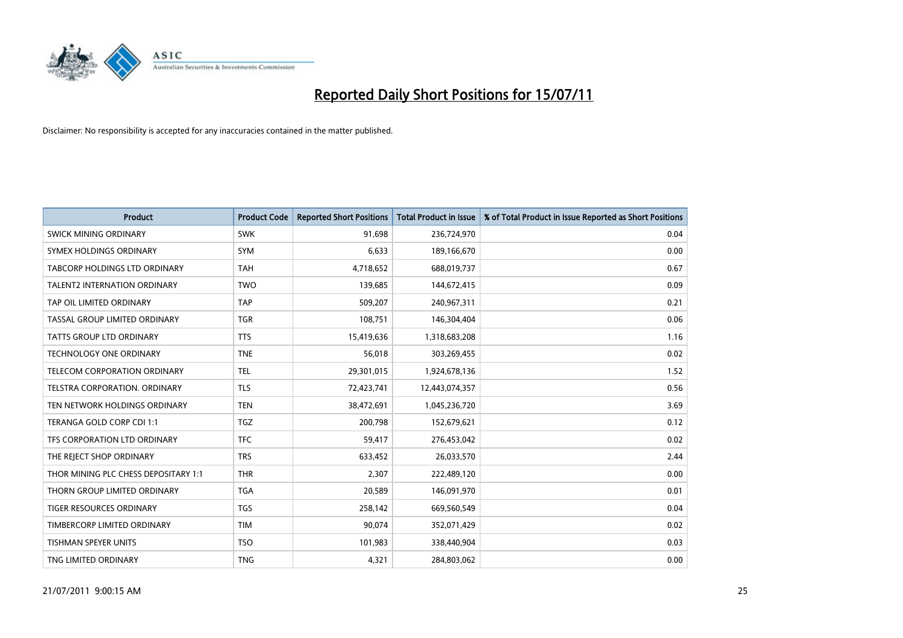# Reported Daily Short Positions for 15/07/11

Disclaimer: No responsibility is accepted for any inaccuracies contained in the matter published.

| Product | Product Code | Reported Short Positions | Total Product in Issue | % of Total Product in Issue Reported as Short Positions |
|---|---|---|---|---|
| SWICK MINING ORDINARY | SWK | 91,698 | 236,724,970 | 0.04 |
| SYMEX HOLDINGS ORDINARY | SYM | 6,633 | 189,166,670 | 0.00 |
| TABCORP HOLDINGS LTD ORDINARY | TAH | 4,718,652 | 688,019,737 | 0.67 |
| TALENT2 INTERNATION ORDINARY | TWO | 139,685 | 144,672,415 | 0.09 |
| TAP OIL LIMITED ORDINARY | TAP | 509,207 | 240,967,311 | 0.21 |
| TASSAL GROUP LIMITED ORDINARY | TGR | 108,751 | 146,304,404 | 0.06 |
| TATTS GROUP LTD ORDINARY | TTS | 15,419,636 | 1,318,683,208 | 1.16 |
| TECHNOLOGY ONE ORDINARY | TNE | 56,018 | 303,269,455 | 0.02 |
| TELECOM CORPORATION ORDINARY | TEL | 29,301,015 | 1,924,678,136 | 1.52 |
| TELSTRA CORPORATION. ORDINARY | TLS | 72,423,741 | 12,443,074,357 | 0.56 |
| TEN NETWORK HOLDINGS ORDINARY | TEN | 38,472,691 | 1,045,236,720 | 3.69 |
| TERANGA GOLD CORP CDI 1:1 | TGZ | 200,798 | 152,679,621 | 0.12 |
| TFS CORPORATION LTD ORDINARY | TFC | 59,417 | 276,453,042 | 0.02 |
| THE REJECT SHOP ORDINARY | TRS | 633,452 | 26,033,570 | 2.44 |
| THOR MINING PLC CHESS DEPOSITARY 1:1 | THR | 2,307 | 222,489,120 | 0.00 |
| THORN GROUP LIMITED ORDINARY | TGA | 20,589 | 146,091,970 | 0.01 |
| TIGER RESOURCES ORDINARY | TGS | 258,142 | 669,560,549 | 0.04 |
| TIMBERCORP LIMITED ORDINARY | TIM | 90,074 | 352,071,429 | 0.02 |
| TISHMAN SPEYER UNITS | TSO | 101,983 | 338,440,904 | 0.03 |
| TNG LIMITED ORDINARY | TNG | 4,321 | 284,803,062 | 0.00 |

21/07/2011 9:00:15 AM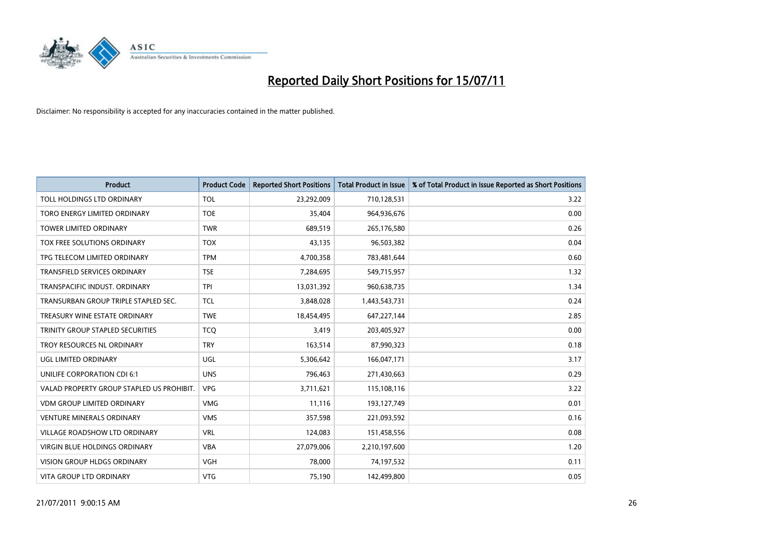# Reported Daily Short Positions for 15/07/11

Disclaimer: No responsibility is accepted for any inaccuracies contained in the matter published.

| Product | Product Code | Reported Short Positions | Total Product in Issue | % of Total Product in Issue Reported as Short Positions |
|---|---|---|---|---|
| TOLL HOLDINGS LTD ORDINARY | TOL | 23,292,009 | 710,128,531 | 3.22 |
| TORO ENERGY LIMITED ORDINARY | TOE | 35,404 | 964,936,676 | 0.00 |
| TOWER LIMITED ORDINARY | TWR | 689,519 | 265,176,580 | 0.26 |
| TOX FREE SOLUTIONS ORDINARY | TOX | 43,135 | 96,503,382 | 0.04 |
| TPG TELECOM LIMITED ORDINARY | TPM | 4,700,358 | 783,481,644 | 0.60 |
| TRANSFIELD SERVICES ORDINARY | TSE | 7,284,695 | 549,715,957 | 1.32 |
| TRANSPACIFIC INDUST. ORDINARY | TPI | 13,031,392 | 960,638,735 | 1.34 |
| TRANSURBAN GROUP TRIPLE STAPLED SEC. | TCL | 3,848,028 | 1,443,543,731 | 0.24 |
| TREASURY WINE ESTATE ORDINARY | TWE | 18,454,495 | 647,227,144 | 2.85 |
| TRINITY GROUP STAPLED SECURITIES | TCQ | 3,419 | 203,405,927 | 0.00 |
| TROY RESOURCES NL ORDINARY | TRY | 163,514 | 87,990,323 | 0.18 |
| UGL LIMITED ORDINARY | UGL | 5,306,642 | 166,047,171 | 3.17 |
| UNILIFE CORPORATION CDI 6:1 | UNS | 796,463 | 271,430,663 | 0.29 |
| VALAD PROPERTY GROUP STAPLED US PROHIBIT. | VPG | 3,711,621 | 115,108,116 | 3.22 |
| VDM GROUP LIMITED ORDINARY | VMG | 11,116 | 193,127,749 | 0.01 |
| VENTURE MINERALS ORDINARY | VMS | 357,598 | 221,093,592 | 0.16 |
| VILLAGE ROADSHOW LTD ORDINARY | VRL | 124,083 | 151,458,556 | 0.08 |
| VIRGIN BLUE HOLDINGS ORDINARY | VBA | 27,079,006 | 2,210,197,600 | 1.20 |
| VISION GROUP HLDGS ORDINARY | VGH | 78,000 | 74,197,532 | 0.11 |
| VITA GROUP LTD ORDINARY | VTG | 75,190 | 142,499,800 | 0.05 |

21/07/2011 9:00:15 AM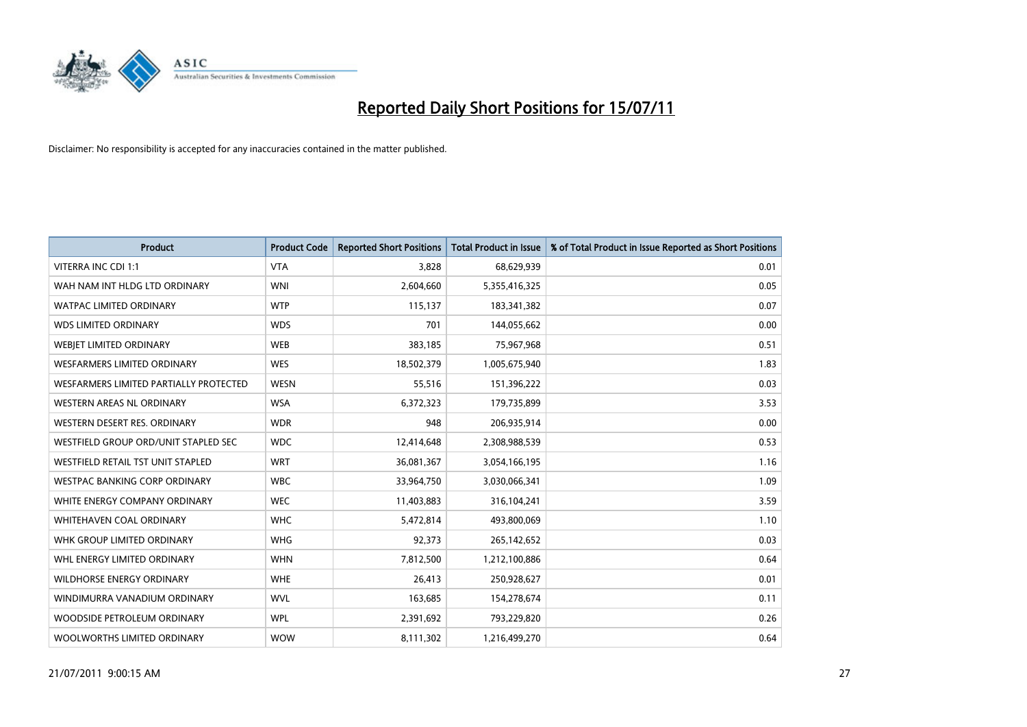# Reported Daily Short Positions for 15/07/11

Disclaimer: No responsibility is accepted for any inaccuracies contained in the matter published.

| Product | Product Code | Reported Short Positions | Total Product in Issue | % of Total Product in Issue Reported as Short Positions |
|---|---|---|---|---|
| VITERRA INC CDI 1:1 | VTA | 3,828 | 68,629,939 | 0.01 |
| WAH NAM INT HLDG LTD ORDINARY | WNI | 2,604,660 | 5,355,416,325 | 0.05 |
| WATPAC LIMITED ORDINARY | WTP | 115,137 | 183,341,382 | 0.07 |
| WDS LIMITED ORDINARY | WDS | 701 | 144,055,662 | 0.00 |
| WEBJET LIMITED ORDINARY | WEB | 383,185 | 75,967,968 | 0.51 |
| WESFARMERS LIMITED ORDINARY | WES | 18,502,379 | 1,005,675,940 | 1.83 |
| WESFARMERS LIMITED PARTIALLY PROTECTED | WESN | 55,516 | 151,396,222 | 0.03 |
| WESTERN AREAS NL ORDINARY | WSA | 6,372,323 | 179,735,899 | 3.53 |
| WESTERN DESERT RES. ORDINARY | WDR | 948 | 206,935,914 | 0.00 |
| WESTFIELD GROUP ORD/UNIT STAPLED SEC | WDC | 12,414,648 | 2,308,988,539 | 0.53 |
| WESTFIELD RETAIL TST UNIT STAPLED | WRT | 36,081,367 | 3,054,166,195 | 1.16 |
| WESTPAC BANKING CORP ORDINARY | WBC | 33,964,750 | 3,030,066,341 | 1.09 |
| WHITE ENERGY COMPANY ORDINARY | WEC | 11,403,883 | 316,104,241 | 3.59 |
| WHITEHAVEN COAL ORDINARY | WHC | 5,472,814 | 493,800,069 | 1.10 |
| WHK GROUP LIMITED ORDINARY | WHG | 92,373 | 265,142,652 | 0.03 |
| WHL ENERGY LIMITED ORDINARY | WHN | 7,812,500 | 1,212,100,886 | 0.64 |
| WILDHORSE ENERGY ORDINARY | WHE | 26,413 | 250,928,627 | 0.01 |
| WINDIMURRA VANADIUM ORDINARY | WVL | 163,685 | 154,278,674 | 0.11 |
| WOODSIDE PETROLEUM ORDINARY | WPL | 2,391,692 | 793,229,820 | 0.26 |
| WOOLWORTHS LIMITED ORDINARY | WOW | 8,111,302 | 1,216,499,270 | 0.64 |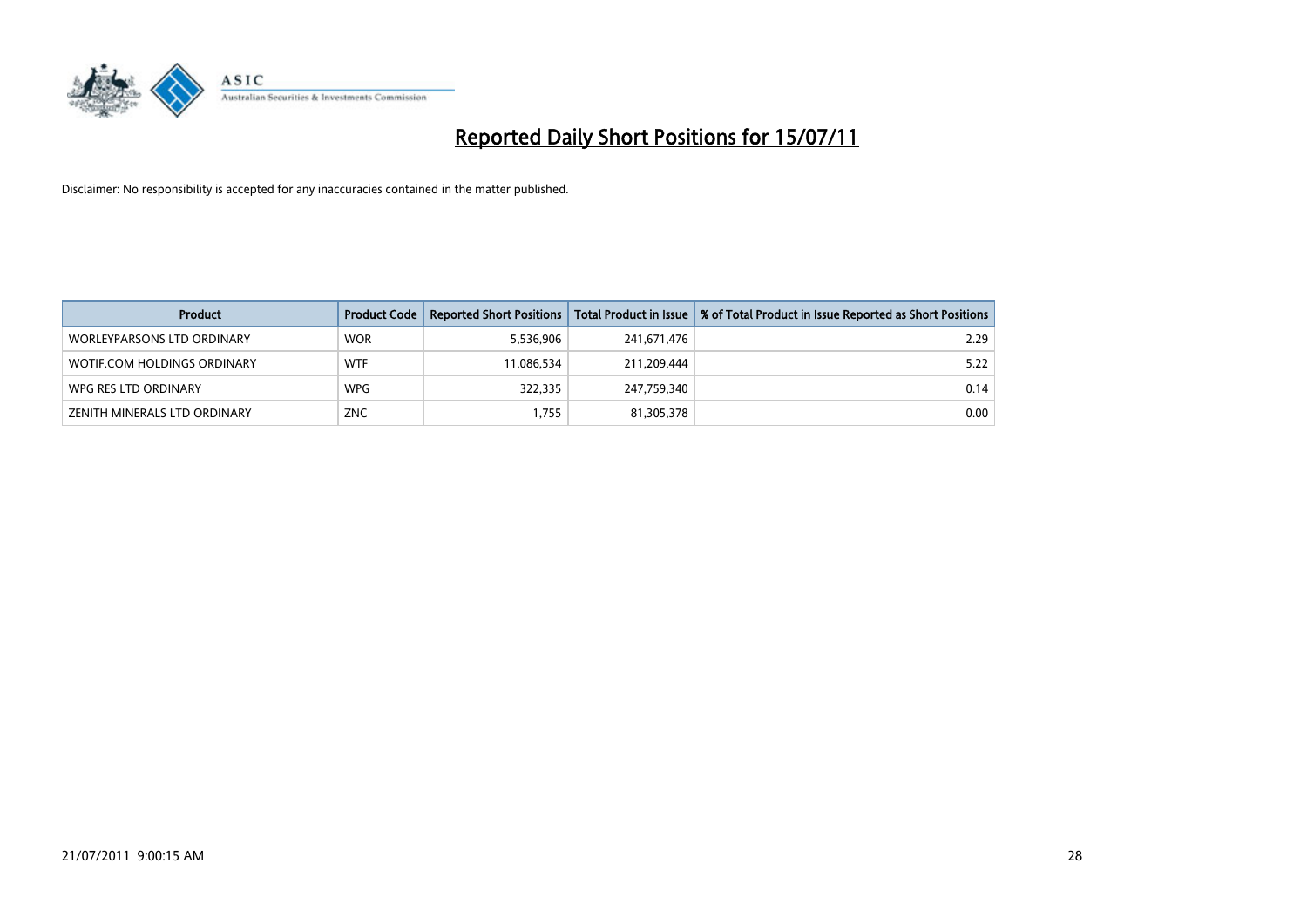# Reported Daily Short Positions for 15/07/11

Disclaimer: No responsibility is accepted for any inaccuracies contained in the matter published.

| Product | Product Code | Reported Short Positions | Total Product in Issue | % of Total Product in Issue Reported as Short Positions |
|---|---|---|---|---|
| WORLEYPARSONS LTD ORDINARY | WOR | 5,536,906 | 241,671,476 | 2.29 |
| WOTIF.COM HOLDINGS ORDINARY | WTF | 11,086,534 | 211,209,444 | 5.22 |
| WPG RES LTD ORDINARY | WPG | 322,335 | 247,759,340 | 0.14 |
| ZENITH MINERALS LTD ORDINARY | ZNC | 1,755 | 81,305,378 | 0.00 |

21/07/2011 9:00:15 AM